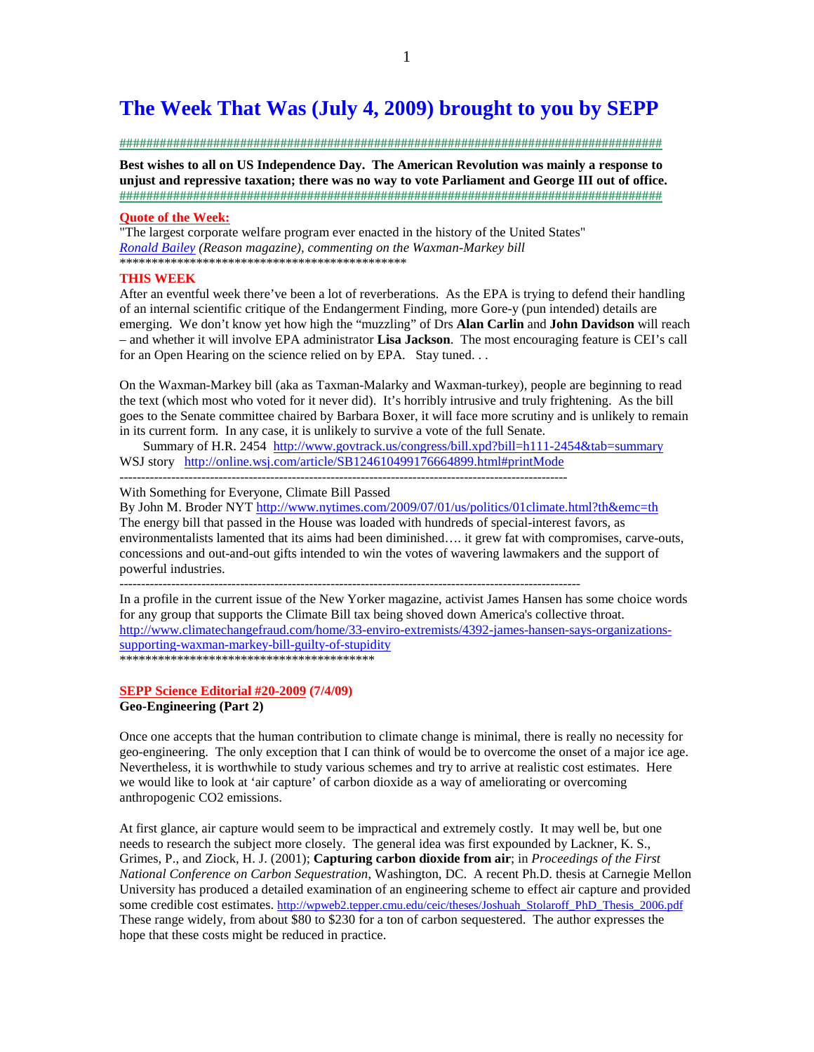# The Week That Was (July 4, 2009) brought to you by SEPP

####################################################################################

**Best wishes to all on US Independence Day. The American Revolution was mainly a response to unjust and repressive taxation; there was no way to vote Parliament and George III out of office.**

####################################################################################

**Quote of the Week:**

"The largest corporate welfare program ever enacted in the history of the United States"
*Ronald Bailey (Reason magazine), commenting on the Waxman-Markey bill*

*********************************************

**THIS WEEK**

After an eventful week there've been a lot of reverberations. As the EPA is trying to defend their handling of an internal scientific critique of the Endangerment Finding, more Gore-y (pun intended) details are emerging. We don't know yet how high the "muzzling" of Drs **Alan Carlin** and **John Davidson** will reach – and whether it will involve EPA administrator **Lisa Jackson**. The most encouraging feature is CEI's call for an Open Hearing on the science relied on by EPA. Stay tuned. . .

On the Waxman-Markey bill (aka as Taxman-Malarky and Waxman-turkey), people are beginning to read the text (which most who voted for it never did). It's horribly intrusive and truly frightening. As the bill goes to the Senate committee chaired by Barbara Boxer, it will face more scrutiny and is unlikely to remain in its current form. In any case, it is unlikely to survive a vote of the full Senate.

Summary of H.R. 2454 http://www.govtrack.us/congress/bill.xpd?bill=h111-2454&tab=summary
WSJ story http://online.wsj.com/article/SB124610499176664899.html#printMode

----------------------------------------------------------------------------------------------------

With Something for Everyone, Climate Bill Passed
By John M. Broder NYT http://www.nytimes.com/2009/07/01/us/politics/01climate.html?th&emc=th
The energy bill that passed in the House was loaded with hundreds of special-interest favors, as environmentalists lamented that its aims had been diminished…. it grew fat with compromises, carve-outs, concessions and out-and-out gifts intended to win the votes of wavering lawmakers and the support of powerful industries.

------------------------------------------------------------------------------------------------------

In a profile in the current issue of the New Yorker magazine, activist James Hansen has some choice words for any group that supports the Climate Bill tax being shoved down America's collective throat.
http://www.climatechangefraud.com/home/33-enviro-extremists/4392-james-hansen-says-organizations-supporting-waxman-markey-bill-guilty-of-stupidity

*****************************************

**SEPP Science Editorial #20-2009 (7/4/09)**

**Geo-Engineering (Part 2)**

Once one accepts that the human contribution to climate change is minimal, there is really no necessity for geo-engineering. The only exception that I can think of would be to overcome the onset of a major ice age. Nevertheless, it is worthwhile to study various schemes and try to arrive at realistic cost estimates. Here we would like to look at 'air capture' of carbon dioxide as a way of ameliorating or overcoming anthropogenic CO2 emissions.

At first glance, air capture would seem to be impractical and extremely costly. It may well be, but one needs to research the subject more closely. The general idea was first expounded by Lackner, K. S., Grimes, P., and Ziock, H. J. (2001); **Capturing carbon dioxide from air**; in *Proceedings of the First National Conference on Carbon Sequestration*, Washington, DC. A recent Ph.D. thesis at Carnegie Mellon University has produced a detailed examination of an engineering scheme to effect air capture and provided some credible cost estimates. http://wpweb2.tepper.cmu.edu/ceic/theses/Joshuah_Stolaroff_PhD_Thesis_2006.pdf These range widely, from about $80 to $230 for a ton of carbon sequestered. The author expresses the hope that these costs might be reduced in practice.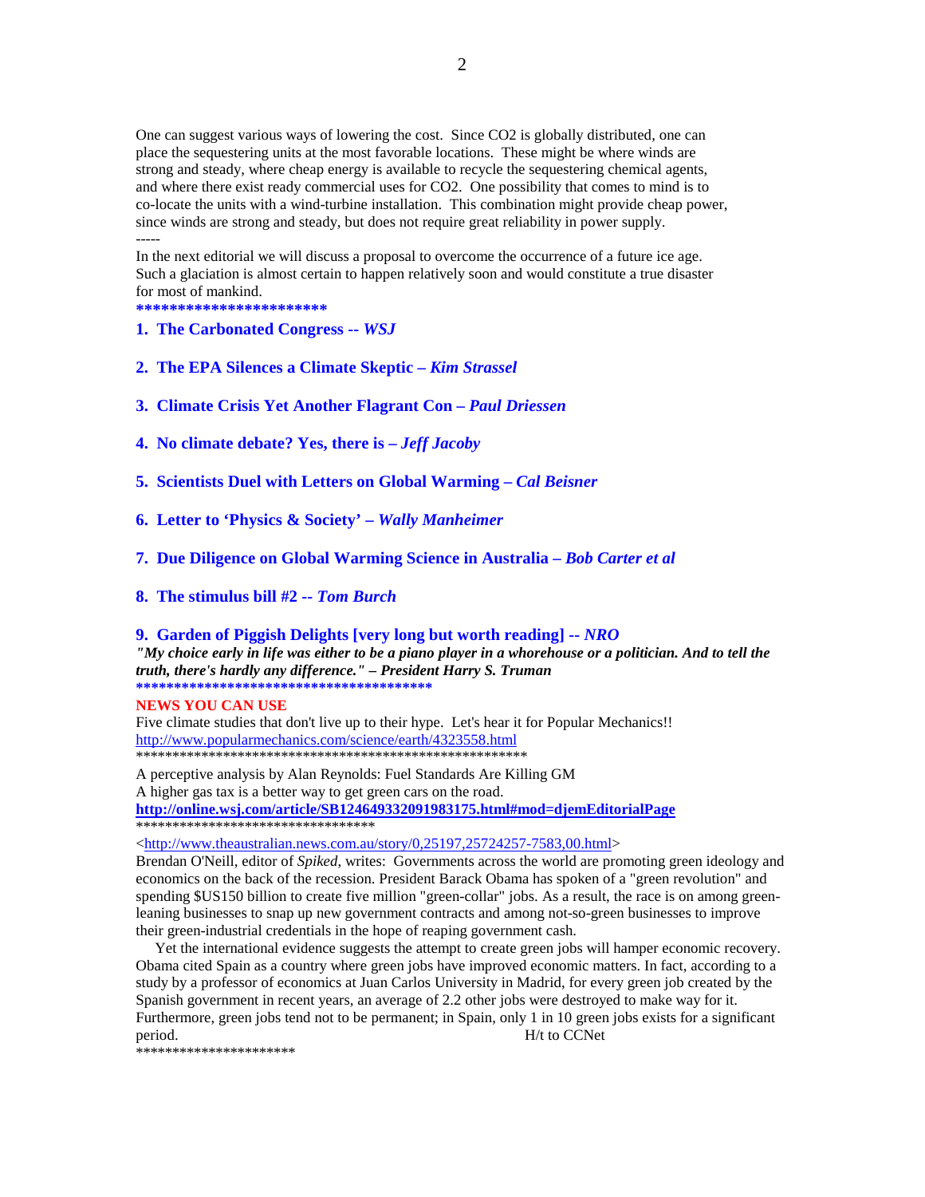One can suggest various ways of lowering the cost. Since $CO_2$ is globally distributed, one can place the sequestering units at the most favorable locations. These might be where winds are strong and steady, where cheap energy is available to recycle the sequestering chemical agents, and where there exist ready commercial uses for $CO_2$. One possibility that comes to mind is to co-locate the units with a wind-turbine installation. This combination might provide cheap power, since winds are strong and steady, but does not require great reliability in power supply.

-----

In the next editorial we will discuss a proposal to overcome the occurrence of a future ice age. Such a glaciation is almost certain to happen relatively soon and would constitute a true disaster for most of mankind.

***********************

**1. The Carbonated Congress --** ***WSJ***

**2. The EPA Silences a Climate Skeptic –** ***Kim Strassel***

**3. Climate Crisis Yet Another Flagrant Con –** ***Paul Driessen***

**4. No climate debate? Yes, there is –** ***Jeff Jacoby***

**5. Scientists Duel with Letters on Global Warming –** ***Cal Beisner***

**6. Letter to 'Physics & Society' –** ***Wally Manheimer***

**7. Due Diligence on Global Warming Science in Australia –** ***Bob Carter et al***

**8. The stimulus bill #2 --** ***Tom Burch***

**9. Garden of Piggish Delights [very long but worth reading] --** ***NRO***

***"My choice early in life was either to be a piano player in a whorehouse or a politician. And to tell the truth, there's hardly any difference." – President Harry S. Truman***

**************************************

**NEWS YOU CAN USE**

Five climate studies that don't live up to their hype. Let's hear it for Popular Mechanics!!
http://www.popularmechanics.com/science/earth/4323558.html

*******************************************************

A perceptive analysis by Alan Reynolds: Fuel Standards Are Killing GM
A higher gas tax is a better way to get green cars on the road.
**http://online.wsj.com/article/SB124649332091983175.html#mod=djemEditorialPage**

*********************************

<http://www.theaustralian.news.com.au/story/0,25197,25724257-7583,00.html>

Brendan O'Neill, editor of *Spiked*, writes: Governments across the world are promoting green ideology and economics on the back of the recession. President Barack Obama has spoken of a "green revolution" and spending \$US150 billion to create five million "green-collar" jobs. As a result, the race is on among green-leaning businesses to snap up new government contracts and among not-so-green businesses to improve their green-industrial credentials in the hope of reaping government cash.

Yet the international evidence suggests the attempt to create green jobs will hamper economic recovery. Obama cited Spain as a country where green jobs have improved economic matters. In fact, according to a study by a professor of economics at Juan Carlos University in Madrid, for every green job created by the Spanish government in recent years, an average of 2.2 other jobs were destroyed to make way for it. Furthermore, green jobs tend not to be permanent; in Spain, only 1 in 10 green jobs exists for a significant period. H/t to CCNet

*********************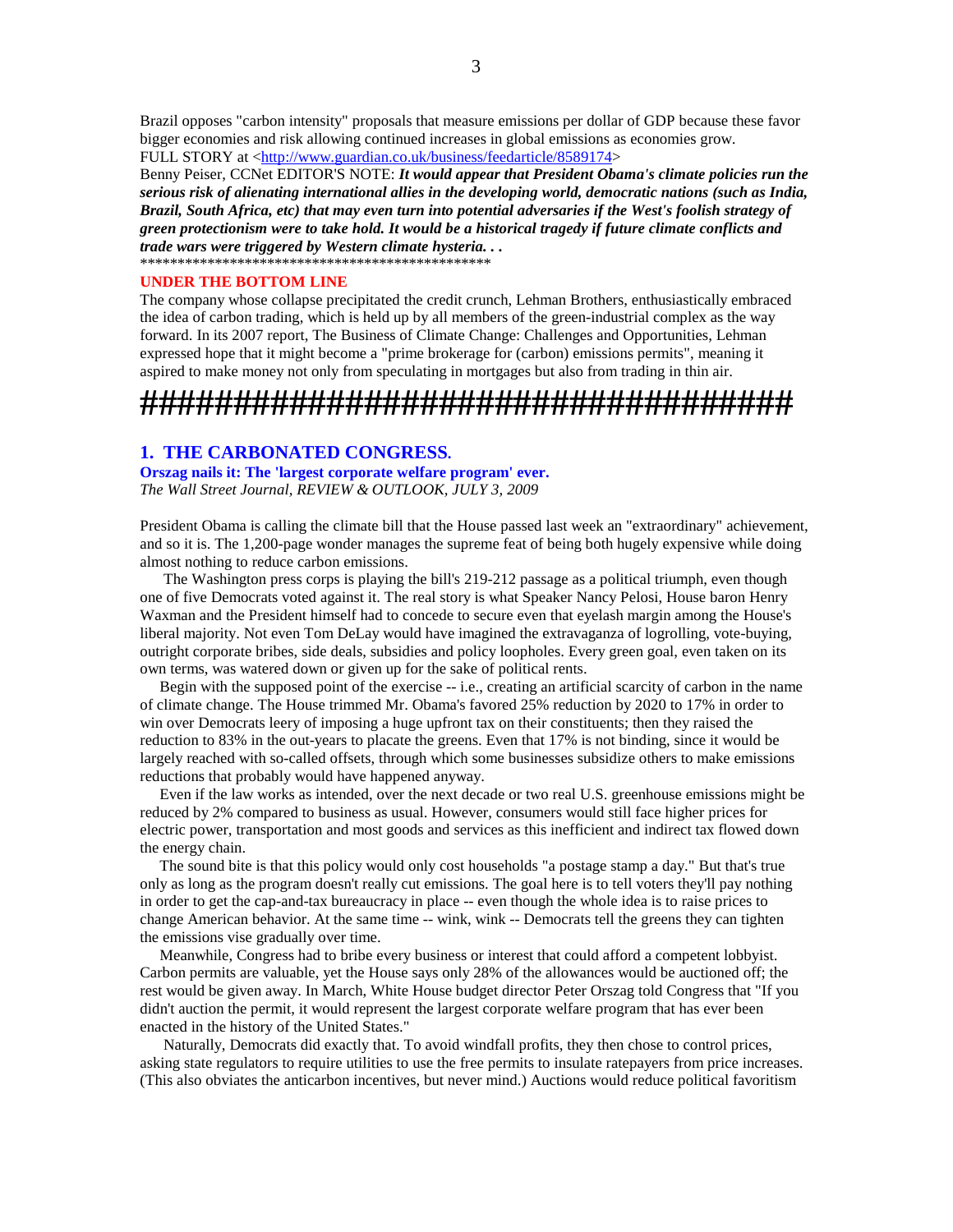Brazil opposes "carbon intensity" proposals that measure emissions per dollar of GDP because these favor bigger economies and risk allowing continued increases in global emissions as economies grow.
FULL STORY at <http://www.guardian.co.uk/business/feedarticle/8589174>

Benny Peiser, CCNet EDITOR'S NOTE: ***It would appear that President Obama's climate policies run the serious risk of alienating international allies in the developing world, democratic nations (such as India, Brazil, South Africa, etc) that may even turn into potential adversaries if the West's foolish strategy of green protectionism were to take hold. It would be a historical tragedy if future climate conflicts and trade wars were triggered by Western climate hysteria. . .***

**************************************************

**UNDER THE BOTTOM LINE**

The company whose collapse precipitated the credit crunch, Lehman Brothers, enthusiastically embraced the idea of carbon trading, which is held up by all members of the green-industrial complex as the way forward. In its 2007 report, The Business of Climate Change: Challenges and Opportunities, Lehman expressed hope that it might become a "prime brokerage for (carbon) emissions permits", meaning it aspired to make money not only from speculating in mortgages but also from trading in thin air.

########################################

## 1. THE CARBONATED CONGRESS.

**Orszag nails it: The 'largest corporate welfare program' ever.**

*The Wall Street Journal, REVIEW & OUTLOOK, JULY 3, 2009*

President Obama is calling the climate bill that the House passed last week an "extraordinary" achievement, and so it is. The 1,200-page wonder manages the supreme feat of being both hugely expensive while doing almost nothing to reduce carbon emissions.

The Washington press corps is playing the bill's 219-212 passage as a political triumph, even though one of five Democrats voted against it. The real story is what Speaker Nancy Pelosi, House baron Henry Waxman and the President himself had to concede to secure even that eyelash margin among the House's liberal majority. Not even Tom DeLay would have imagined the extravaganza of logrolling, vote-buying, outright corporate bribes, side deals, subsidies and policy loopholes. Every green goal, even taken on its own terms, was watered down or given up for the sake of political rents.

Begin with the supposed point of the exercise -- i.e., creating an artificial scarcity of carbon in the name of climate change. The House trimmed Mr. Obama's favored 25% reduction by 2020 to 17% in order to win over Democrats leery of imposing a huge upfront tax on their constituents; then they raised the reduction to 83% in the out-years to placate the greens. Even that 17% is not binding, since it would be largely reached with so-called offsets, through which some businesses subsidize others to make emissions reductions that probably would have happened anyway.

Even if the law works as intended, over the next decade or two real U.S. greenhouse emissions might be reduced by 2% compared to business as usual. However, consumers would still face higher prices for electric power, transportation and most goods and services as this inefficient and indirect tax flowed down the energy chain.

The sound bite is that this policy would only cost households "a postage stamp a day." But that's true only as long as the program doesn't really cut emissions. The goal here is to tell voters they'll pay nothing in order to get the cap-and-tax bureaucracy in place -- even though the whole idea is to raise prices to change American behavior. At the same time -- wink, wink -- Democrats tell the greens they can tighten the emissions vise gradually over time.

Meanwhile, Congress had to bribe every business or interest that could afford a competent lobbyist. Carbon permits are valuable, yet the House says only 28% of the allowances would be auctioned off; the rest would be given away. In March, White House budget director Peter Orszag told Congress that "If you didn't auction the permit, it would represent the largest corporate welfare program that has ever been enacted in the history of the United States."

Naturally, Democrats did exactly that. To avoid windfall profits, they then chose to control prices, asking state regulators to require utilities to use the free permits to insulate ratepayers from price increases. (This also obviates the anticarbon incentives, but never mind.) Auctions would reduce political favoritism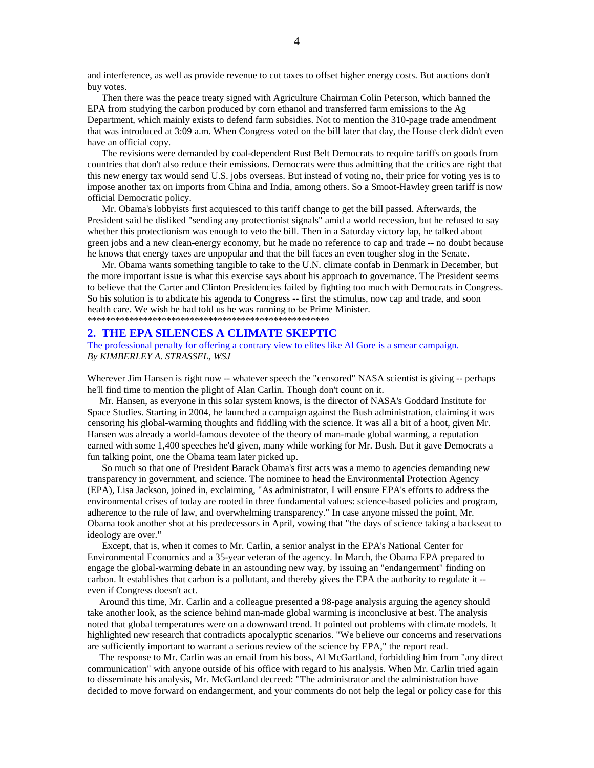and interference, as well as provide revenue to cut taxes to offset higher energy costs. But auctions don't buy votes.

Then there was the peace treaty signed with Agriculture Chairman Colin Peterson, which banned the EPA from studying the carbon produced by corn ethanol and transferred farm emissions to the Ag Department, which mainly exists to defend farm subsidies. Not to mention the 310-page trade amendment that was introduced at 3:09 a.m. When Congress voted on the bill later that day, the House clerk didn't even have an official copy.

The revisions were demanded by coal-dependent Rust Belt Democrats to require tariffs on goods from countries that don't also reduce their emissions. Democrats were thus admitting that the critics are right that this new energy tax would send U.S. jobs overseas. But instead of voting no, their price for voting yes is to impose another tax on imports from China and India, among others. So a Smoot-Hawley green tariff is now official Democratic policy.

Mr. Obama's lobbyists first acquiesced to this tariff change to get the bill passed. Afterwards, the President said he disliked "sending any protectionist signals" amid a world recession, but he refused to say whether this protectionism was enough to veto the bill. Then in a Saturday victory lap, he talked about green jobs and a new clean-energy economy, but he made no reference to cap and trade -- no doubt because he knows that energy taxes are unpopular and that the bill faces an even tougher slog in the Senate.

Mr. Obama wants something tangible to take to the U.N. climate confab in Denmark in December, but the more important issue is what this exercise says about his approach to governance. The President seems to believe that the Carter and Clinton Presidencies failed by fighting too much with Democrats in Congress. So his solution is to abdicate his agenda to Congress -- first the stimulus, now cap and trade, and soon health care. We wish he had told us he was running to be Prime Minister.

*****************************************************

## 2. THE EPA SILENCES A CLIMATE SKEPTIC

The professional penalty for offering a contrary view to elites like Al Gore is a smear campaign.

*By KIMBERLEY A. STRASSEL, WSJ*

Wherever Jim Hansen is right now -- whatever speech the "censored" NASA scientist is giving -- perhaps he'll find time to mention the plight of Alan Carlin. Though don't count on it.

Mr. Hansen, as everyone in this solar system knows, is the director of NASA's Goddard Institute for Space Studies. Starting in 2004, he launched a campaign against the Bush administration, claiming it was censoring his global-warming thoughts and fiddling with the science. It was all a bit of a hoot, given Mr. Hansen was already a world-famous devotee of the theory of man-made global warming, a reputation earned with some 1,400 speeches he'd given, many while working for Mr. Bush. But it gave Democrats a fun talking point, one the Obama team later picked up.

So much so that one of President Barack Obama's first acts was a memo to agencies demanding new transparency in government, and science. The nominee to head the Environmental Protection Agency (EPA), Lisa Jackson, joined in, exclaiming, "As administrator, I will ensure EPA's efforts to address the environmental crises of today are rooted in three fundamental values: science-based policies and program, adherence to the rule of law, and overwhelming transparency." In case anyone missed the point, Mr. Obama took another shot at his predecessors in April, vowing that "the days of science taking a backseat to ideology are over."

Except, that is, when it comes to Mr. Carlin, a senior analyst in the EPA's National Center for Environmental Economics and a 35-year veteran of the agency. In March, the Obama EPA prepared to engage the global-warming debate in an astounding new way, by issuing an "endangerment" finding on carbon. It establishes that carbon is a pollutant, and thereby gives the EPA the authority to regulate it -- even if Congress doesn't act.

Around this time, Mr. Carlin and a colleague presented a 98-page analysis arguing the agency should take another look, as the science behind man-made global warming is inconclusive at best. The analysis noted that global temperatures were on a downward trend. It pointed out problems with climate models. It highlighted new research that contradicts apocalyptic scenarios. "We believe our concerns and reservations are sufficiently important to warrant a serious review of the science by EPA," the report read.

The response to Mr. Carlin was an email from his boss, Al McGartland, forbidding him from "any direct communication" with anyone outside of his office with regard to his analysis. When Mr. Carlin tried again to disseminate his analysis, Mr. McGartland decreed: "The administrator and the administration have decided to move forward on endangerment, and your comments do not help the legal or policy case for this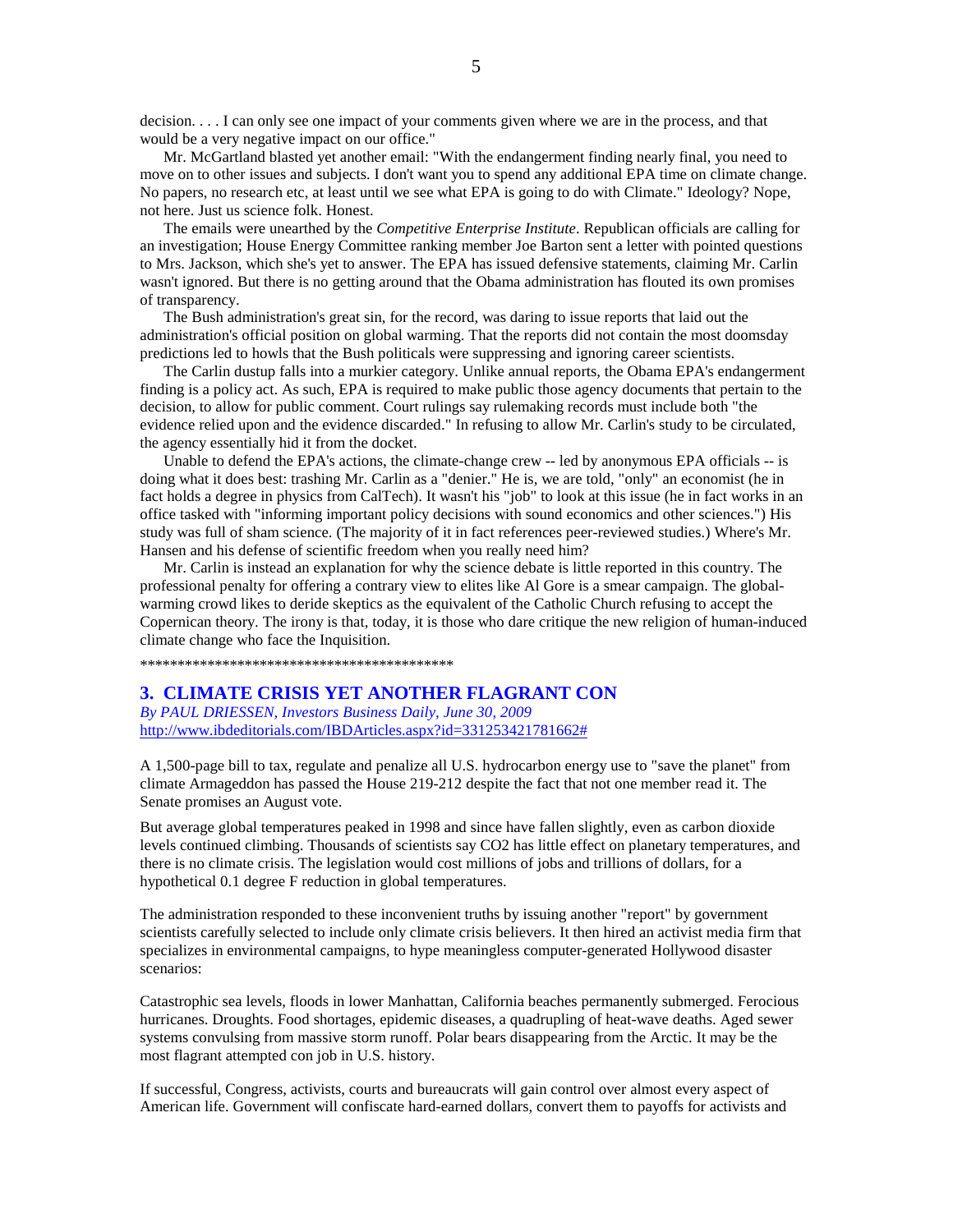decision. . . . I can only see one impact of your comments given where we are in the process, and that would be a very negative impact on our office."

Mr. McGartland blasted yet another email: "With the endangerment finding nearly final, you need to move on to other issues and subjects. I don't want you to spend any additional EPA time on climate change. No papers, no research etc, at least until we see what EPA is going to do with Climate." Ideology? Nope, not here. Just us science folk. Honest.

The emails were unearthed by the *Competitive Enterprise Institute*. Republican officials are calling for an investigation; House Energy Committee ranking member Joe Barton sent a letter with pointed questions to Mrs. Jackson, which she's yet to answer. The EPA has issued defensive statements, claiming Mr. Carlin wasn't ignored. But there is no getting around that the Obama administration has flouted its own promises of transparency.

The Bush administration's great sin, for the record, was daring to issue reports that laid out the administration's official position on global warming. That the reports did not contain the most doomsday predictions led to howls that the Bush politicals were suppressing and ignoring career scientists.

The Carlin dustup falls into a murkier category. Unlike annual reports, the Obama EPA's endangerment finding is a policy act. As such, EPA is required to make public those agency documents that pertain to the decision, to allow for public comment. Court rulings say rulemaking records must include both "the evidence relied upon and the evidence discarded." In refusing to allow Mr. Carlin's study to be circulated, the agency essentially hid it from the docket.

Unable to defend the EPA's actions, the climate-change crew -- led by anonymous EPA officials -- is doing what it does best: trashing Mr. Carlin as a "denier." He is, we are told, "only" an economist (he in fact holds a degree in physics from CalTech). It wasn't his "job" to look at this issue (he in fact works in an office tasked with "informing important policy decisions with sound economics and other sciences.") His study was full of sham science. (The majority of it in fact references peer-reviewed studies.) Where's Mr. Hansen and his defense of scientific freedom when you really need him?

Mr. Carlin is instead an explanation for why the science debate is little reported in this country. The professional penalty for offering a contrary view to elites like Al Gore is a smear campaign. The global-warming crowd likes to deride skeptics as the equivalent of the Catholic Church refusing to accept the Copernican theory. The irony is that, today, it is those who dare critique the new religion of human-induced climate change who face the Inquisition.

*******************************************

## 3. CLIMATE CRISIS YET ANOTHER FLAGRANT CON

*By PAUL DRIESSEN, Investors Business Daily, June 30, 2009*
http://www.ibdeditorials.com/IBDArticles.aspx?id=331253421781662#

A 1,500-page bill to tax, regulate and penalize all U.S. hydrocarbon energy use to "save the planet" from climate Armageddon has passed the House 219-212 despite the fact that not one member read it. The Senate promises an August vote.

But average global temperatures peaked in 1998 and since have fallen slightly, even as carbon dioxide levels continued climbing. Thousands of scientists say $CO_2$ has little effect on planetary temperatures, and there is no climate crisis. The legislation would cost millions of jobs and trillions of dollars, for a hypothetical 0.1 degree F reduction in global temperatures.

The administration responded to these inconvenient truths by issuing another "report" by government scientists carefully selected to include only climate crisis believers. It then hired an activist media firm that specializes in environmental campaigns, to hype meaningless computer-generated Hollywood disaster scenarios:

Catastrophic sea levels, floods in lower Manhattan, California beaches permanently submerged. Ferocious hurricanes. Droughts. Food shortages, epidemic diseases, a quadrupling of heat-wave deaths. Aged sewer systems convulsing from massive storm runoff. Polar bears disappearing from the Arctic. It may be the most flagrant attempted con job in U.S. history.

If successful, Congress, activists, courts and bureaucrats will gain control over almost every aspect of American life. Government will confiscate hard-earned dollars, convert them to payoffs for activists and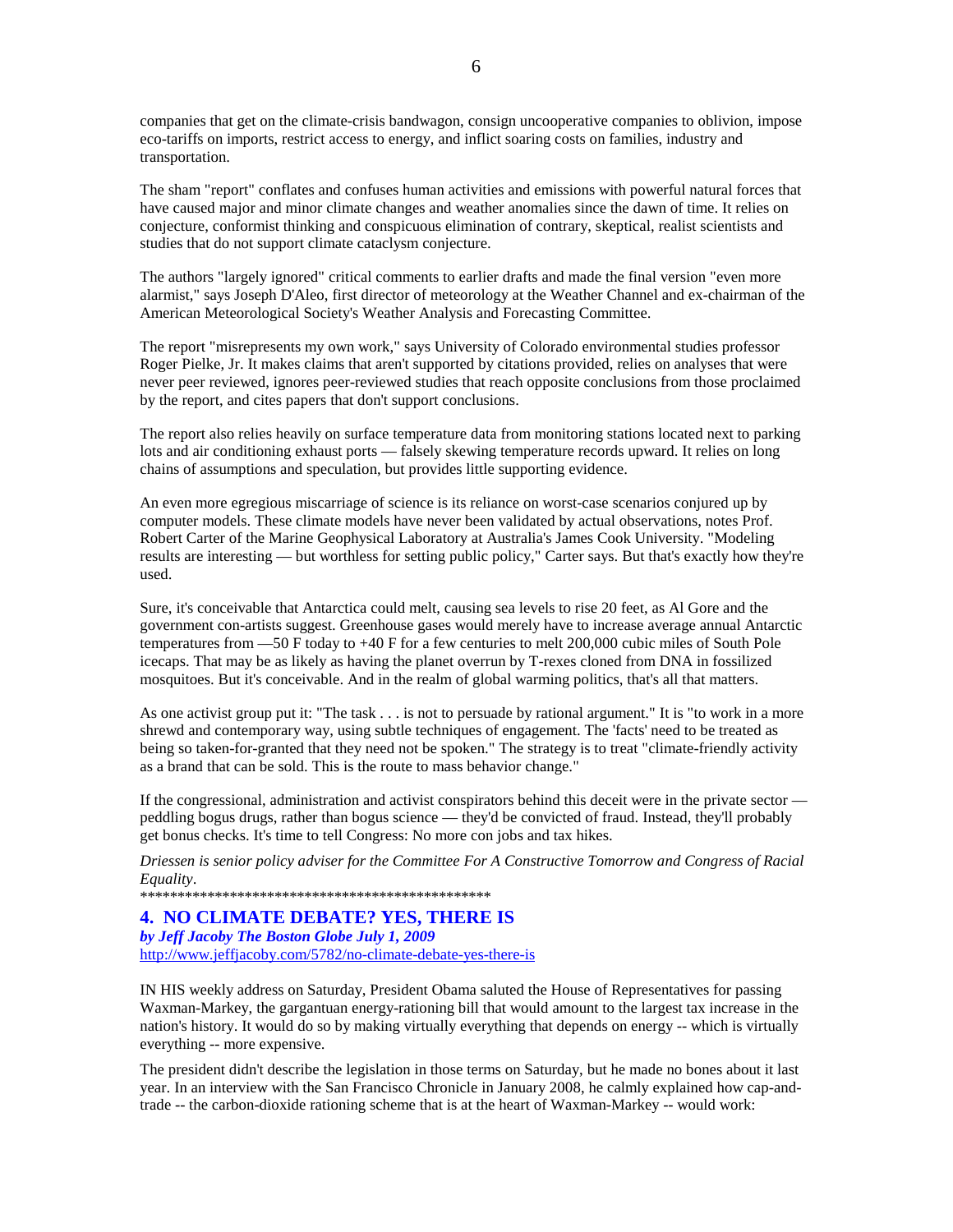companies that get on the climate-crisis bandwagon, consign uncooperative companies to oblivion, impose eco-tariffs on imports, restrict access to energy, and inflict soaring costs on families, industry and transportation.

The sham "report" conflates and confuses human activities and emissions with powerful natural forces that have caused major and minor climate changes and weather anomalies since the dawn of time. It relies on conjecture, conformist thinking and conspicuous elimination of contrary, skeptical, realist scientists and studies that do not support climate cataclysm conjecture.

The authors "largely ignored" critical comments to earlier drafts and made the final version "even more alarmist," says Joseph D'Aleo, first director of meteorology at the Weather Channel and ex-chairman of the American Meteorological Society's Weather Analysis and Forecasting Committee.

The report "misrepresents my own work," says University of Colorado environmental studies professor Roger Pielke, Jr. It makes claims that aren't supported by citations provided, relies on analyses that were never peer reviewed, ignores peer-reviewed studies that reach opposite conclusions from those proclaimed by the report, and cites papers that don't support conclusions.

The report also relies heavily on surface temperature data from monitoring stations located next to parking lots and air conditioning exhaust ports — falsely skewing temperature records upward. It relies on long chains of assumptions and speculation, but provides little supporting evidence.

An even more egregious miscarriage of science is its reliance on worst-case scenarios conjured up by computer models. These climate models have never been validated by actual observations, notes Prof. Robert Carter of the Marine Geophysical Laboratory at Australia's James Cook University. "Modeling results are interesting — but worthless for setting public policy," Carter says. But that's exactly how they're used.

Sure, it's conceivable that Antarctica could melt, causing sea levels to rise 20 feet, as Al Gore and the government con-artists suggest. Greenhouse gases would merely have to increase average annual Antarctic temperatures from —50 F today to +40 F for a few centuries to melt 200,000 cubic miles of South Pole icecaps. That may be as likely as having the planet overrun by T-rexes cloned from DNA in fossilized mosquitoes. But it's conceivable. And in the realm of global warming politics, that's all that matters.

As one activist group put it: "The task . . . is not to persuade by rational argument." It is "to work in a more shrewd and contemporary way, using subtle techniques of engagement. The 'facts' need to be treated as being so taken-for-granted that they need not be spoken." The strategy is to treat "climate-friendly activity as a brand that can be sold. This is the route to mass behavior change."

If the congressional, administration and activist conspirators behind this deceit were in the private sector — peddling bogus drugs, rather than bogus science — they'd be convicted of fraud. Instead, they'll probably get bonus checks. It's time to tell Congress: No more con jobs and tax hikes.

*Driessen is senior policy adviser for the Committee For A Constructive Tomorrow and Congress of Racial Equality*.
\*\*\*\*\*\*\*\*\*\*\*\*\*\*\*\*\*\*\*\*\*\*\*\*\*\*\*\*\*\*\*\*\*\*\*\*\*\*\*\*\*\*\*\*\*\*\*\*\*

## 4. NO CLIMATE DEBATE? YES, THERE IS

***by Jeff Jacoby The Boston Globe July 1, 2009***
http://www.jeffjacoby.com/5782/no-climate-debate-yes-there-is

IN HIS weekly address on Saturday, President Obama saluted the House of Representatives for passing Waxman-Markey, the gargantuan energy-rationing bill that would amount to the largest tax increase in the nation's history. It would do so by making virtually everything that depends on energy -- which is virtually everything -- more expensive.

The president didn't describe the legislation in those terms on Saturday, but he made no bones about it last year. In an interview with the San Francisco Chronicle in January 2008, he calmly explained how cap-and-trade -- the carbon-dioxide rationing scheme that is at the heart of Waxman-Markey -- would work: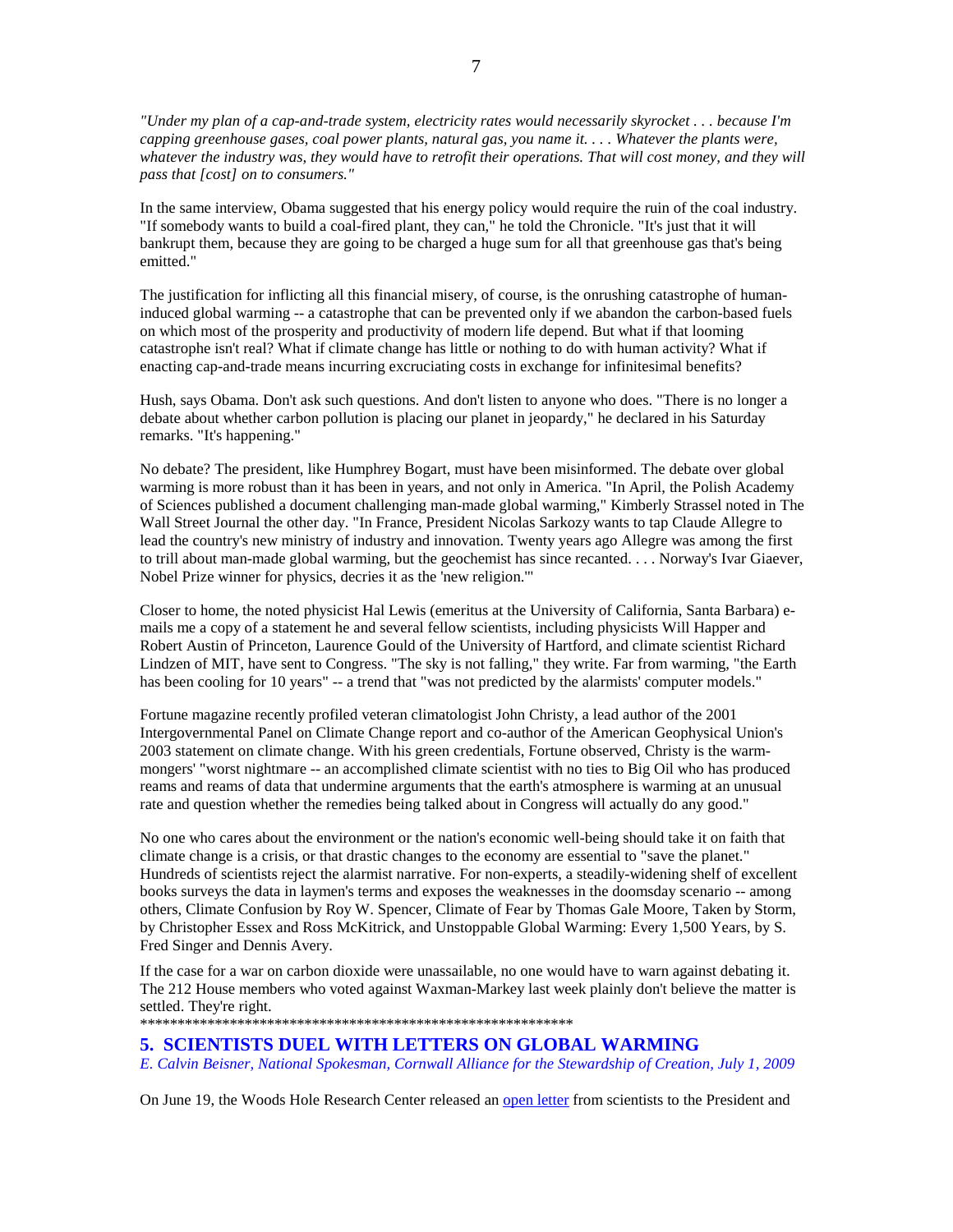*"Under my plan of a cap-and-trade system, electricity rates would necessarily skyrocket . . . because I'm capping greenhouse gases, coal power plants, natural gas, you name it. . . . Whatever the plants were, whatever the industry was, they would have to retrofit their operations. That will cost money, and they will pass that [cost] on to consumers."*

In the same interview, Obama suggested that his energy policy would require the ruin of the coal industry. "If somebody wants to build a coal-fired plant, they can," he told the Chronicle. "It's just that it will bankrupt them, because they are going to be charged a huge sum for all that greenhouse gas that's being emitted."

The justification for inflicting all this financial misery, of course, is the onrushing catastrophe of human-induced global warming -- a catastrophe that can be prevented only if we abandon the carbon-based fuels on which most of the prosperity and productivity of modern life depend. But what if that looming catastrophe isn't real? What if climate change has little or nothing to do with human activity? What if enacting cap-and-trade means incurring excruciating costs in exchange for infinitesimal benefits?

Hush, says Obama. Don't ask such questions. And don't listen to anyone who does. "There is no longer a debate about whether carbon pollution is placing our planet in jeopardy," he declared in his Saturday remarks. "It's happening."

No debate? The president, like Humphrey Bogart, must have been misinformed. The debate over global warming is more robust than it has been in years, and not only in America. "In April, the Polish Academy of Sciences published a document challenging man-made global warming," Kimberly Strassel noted in The Wall Street Journal the other day. "In France, President Nicolas Sarkozy wants to tap Claude Allegre to lead the country's new ministry of industry and innovation. Twenty years ago Allegre was among the first to trill about man-made global warming, but the geochemist has since recanted. . . . Norway's Ivar Giaever, Nobel Prize winner for physics, decries it as the 'new religion.'"

Closer to home, the noted physicist Hal Lewis (emeritus at the University of California, Santa Barbara) e-mails me a copy of a statement he and several fellow scientists, including physicists Will Happer and Robert Austin of Princeton, Laurence Gould of the University of Hartford, and climate scientist Richard Lindzen of MIT, have sent to Congress. "The sky is not falling," they write. Far from warming, "the Earth has been cooling for 10 years" -- a trend that "was not predicted by the alarmists' computer models."

Fortune magazine recently profiled veteran climatologist John Christy, a lead author of the 2001 Intergovernmental Panel on Climate Change report and co-author of the American Geophysical Union's 2003 statement on climate change. With his green credentials, Fortune observed, Christy is the warm-mongers' "worst nightmare -- an accomplished climate scientist with no ties to Big Oil who has produced reams and reams of data that undermine arguments that the earth's atmosphere is warming at an unusual rate and question whether the remedies being talked about in Congress will actually do any good."

No one who cares about the environment or the nation's economic well-being should take it on faith that climate change is a crisis, or that drastic changes to the economy are essential to "save the planet." Hundreds of scientists reject the alarmist narrative. For non-experts, a steadily-widening shelf of excellent books surveys the data in laymen's terms and exposes the weaknesses in the doomsday scenario -- among others, Climate Confusion by Roy W. Spencer, Climate of Fear by Thomas Gale Moore, Taken by Storm, by Christopher Essex and Ross McKitrick, and Unstoppable Global Warming: Every 1,500 Years, by S. Fred Singer and Dennis Avery.

If the case for a war on carbon dioxide were unassailable, no one would have to warn against debating it. The 212 House members who voted against Waxman-Markey last week plainly don't believe the matter is settled. They're right.
**********************************************************

## 5. SCIENTISTS DUEL WITH LETTERS ON GLOBAL WARMING

*E. Calvin Beisner, National Spokesman, Cornwall Alliance for the Stewardship of Creation, July 1, 2009*

On June 19, the Woods Hole Research Center released an open letter from scientists to the President and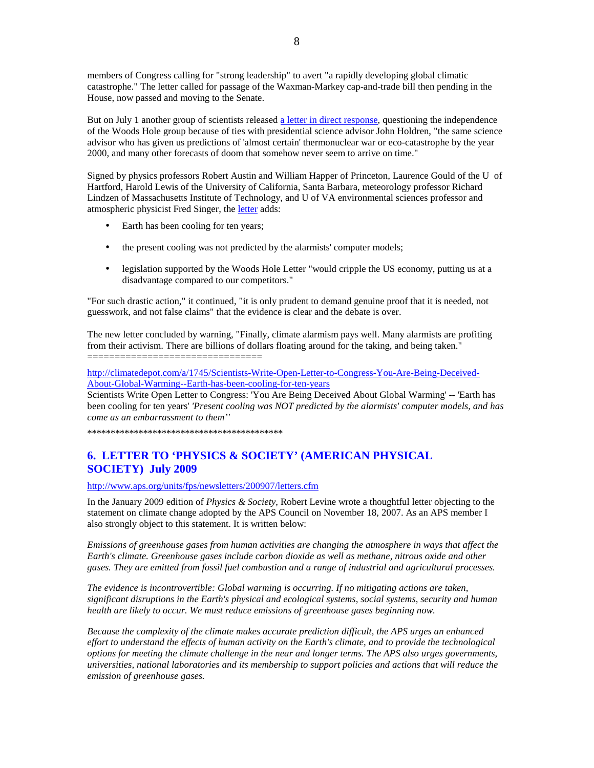members of Congress calling for "strong leadership" to avert "a rapidly developing global climatic catastrophe." The letter called for passage of the Waxman-Markey cap-and-trade bill then pending in the House, now passed and moving to the Senate.

But on July 1 another group of scientists released [a letter in direct response], questioning the independence of the Woods Hole group because of ties with presidential science advisor John Holdren, "the same science advisor who has given us predictions of 'almost certain' thermonuclear war or eco-catastrophe by the year 2000, and many other forecasts of doom that somehow never seem to arrive on time."

Signed by physics professors Robert Austin and William Happer of Princeton, Laurence Gould of the U of Hartford, Harold Lewis of the University of California, Santa Barbara, meteorology professor Richard Lindzen of Massachusetts Institute of Technology, and U of VA environmental sciences professor and atmospheric physicist Fred Singer, the [letter] adds:

- Earth has been cooling for ten years;
- the present cooling was not predicted by the alarmists' computer models;
- legislation supported by the Woods Hole Letter "would cripple the US economy, putting us at a disadvantage compared to our competitors."

"For such drastic action," it continued, "it is only prudent to demand genuine proof that it is needed, not guesswork, and not false claims" that the evidence is clear and the debate is over.

The new letter concluded by warning, "Finally, climate alarmism pays well. Many alarmists are profiting from their activism. There are billions of dollars floating around for the taking, and being taken."
===============================

http://climatedepot.com/a/1745/Scientists-Write-Open-Letter-to-Congress-You-Are-Being-Deceived-About-Global-Warming--Earth-has-been-cooling-for-ten-years
Scientists Write Open Letter to Congress: 'You Are Being Deceived About Global Warming' -- 'Earth has been cooling for ten years' *'Present cooling was NOT predicted by the alarmists' computer models, and has come as an embarrassment to them''*

*******************************************

## 6. LETTER TO 'PHYSICS & SOCIETY' (AMERICAN PHYSICAL SOCIETY) July 2009

http://www.aps.org/units/fps/newsletters/200907/letters.cfm

In the January 2009 edition of *Physics & Society*, Robert Levine wrote a thoughtful letter objecting to the statement on climate change adopted by the APS Council on November 18, 2007. As an APS member I also strongly object to this statement. It is written below:

*Emissions of greenhouse gases from human activities are changing the atmosphere in ways that affect the Earth's climate. Greenhouse gases include carbon dioxide as well as methane, nitrous oxide and other gases. They are emitted from fossil fuel combustion and a range of industrial and agricultural processes.*

*The evidence is incontrovertible: Global warming is occurring. If no mitigating actions are taken, significant disruptions in the Earth's physical and ecological systems, social systems, security and human health are likely to occur. We must reduce emissions of greenhouse gases beginning now.*

*Because the complexity of the climate makes accurate prediction difficult, the APS urges an enhanced effort to understand the effects of human activity on the Earth's climate, and to provide the technological options for meeting the climate challenge in the near and longer terms. The APS also urges governments, universities, national laboratories and its membership to support policies and actions that will reduce the emission of greenhouse gases.*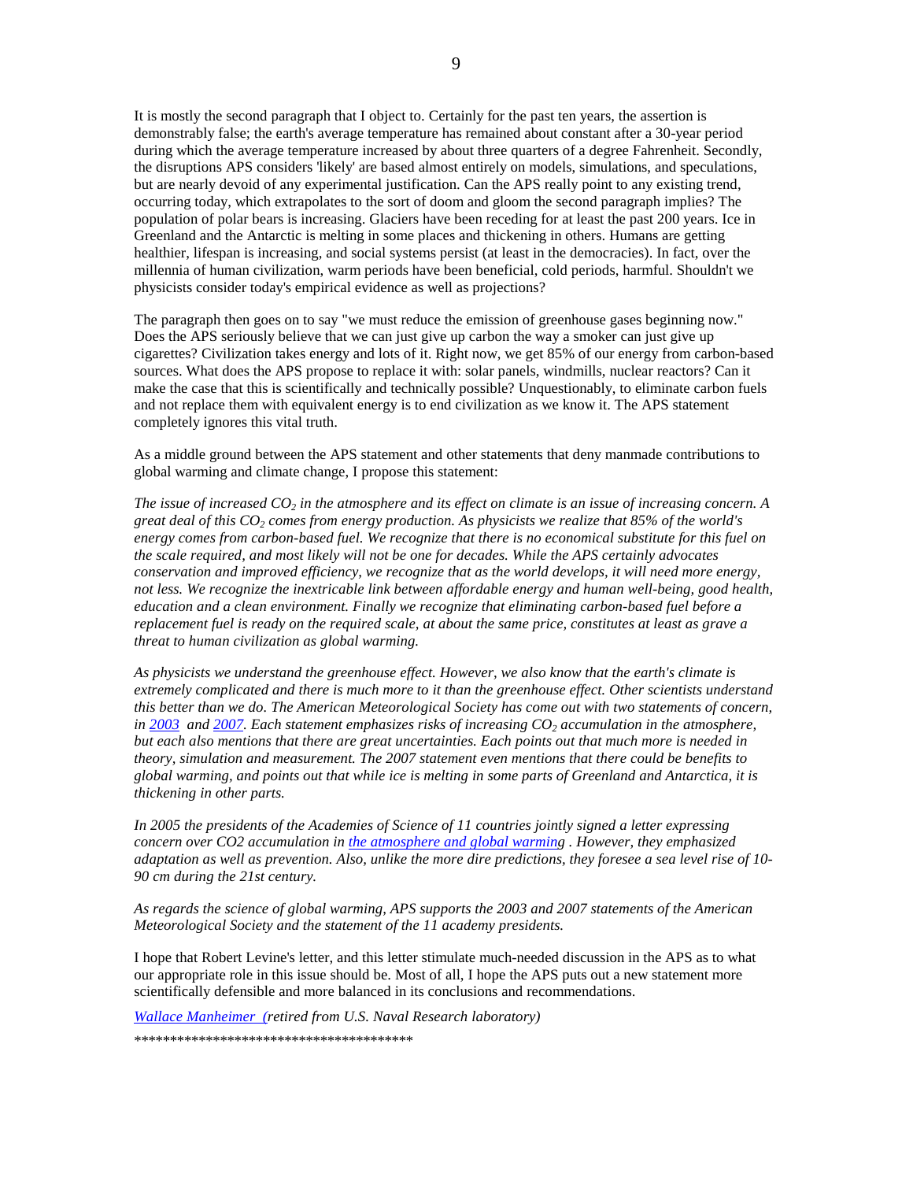It is mostly the second paragraph that I object to. Certainly for the past ten years, the assertion is demonstrably false; the earth's average temperature has remained about constant after a 30-year period during which the average temperature increased by about three quarters of a degree Fahrenheit. Secondly, the disruptions APS considers 'likely' are based almost entirely on models, simulations, and speculations, but are nearly devoid of any experimental justification. Can the APS really point to any existing trend, occurring today, which extrapolates to the sort of doom and gloom the second paragraph implies? The population of polar bears is increasing. Glaciers have been receding for at least the past 200 years. Ice in Greenland and the Antarctic is melting in some places and thickening in others. Humans are getting healthier, lifespan is increasing, and social systems persist (at least in the democracies). In fact, over the millennia of human civilization, warm periods have been beneficial, cold periods, harmful. Shouldn't we physicists consider today's empirical evidence as well as projections?

The paragraph then goes on to say "we must reduce the emission of greenhouse gases beginning now." Does the APS seriously believe that we can just give up carbon the way a smoker can just give up cigarettes? Civilization takes energy and lots of it. Right now, we get 85% of our energy from carbon-based sources. What does the APS propose to replace it with: solar panels, windmills, nuclear reactors? Can it make the case that this is scientifically and technically possible? Unquestionably, to eliminate carbon fuels and not replace them with equivalent energy is to end civilization as we know it. The APS statement completely ignores this vital truth.

As a middle ground between the APS statement and other statements that deny manmade contributions to global warming and climate change, I propose this statement:

*The issue of increased $CO_2$ in the atmosphere and its effect on climate is an issue of increasing concern. A great deal of this $CO_2$ comes from energy production. As physicists we realize that 85% of the world's energy comes from carbon-based fuel. We recognize that there is no economical substitute for this fuel on the scale required, and most likely will not be one for decades. While the APS certainly advocates conservation and improved efficiency, we recognize that as the world develops, it will need more energy, not less. We recognize the inextricable link between affordable energy and human well-being, good health, education and a clean environment. Finally we recognize that eliminating carbon-based fuel before a replacement fuel is ready on the required scale, at about the same price, constitutes at least as grave a threat to human civilization as global warming.*

*As physicists we understand the greenhouse effect. However, we also know that the earth's climate is extremely complicated and there is much more to it than the greenhouse effect. Other scientists understand this better than we do. The American Meteorological Society has come out with two statements of concern, in 2003 and 2007. Each statement emphasizes risks of increasing $CO_2$ accumulation in the atmosphere, but each also mentions that there are great uncertainties. Each points out that much more is needed in theory, simulation and measurement. The 2007 statement even mentions that there could be benefits to global warming, and points out that while ice is melting in some parts of Greenland and Antarctica, it is thickening in other parts.*

*In 2005 the presidents of the Academies of Science of 11 countries jointly signed a letter expressing concern over CO2 accumulation in the atmosphere and global warming . However, they emphasized adaptation as well as prevention. Also, unlike the more dire predictions, they foresee a sea level rise of 10-90 cm during the 21st century.*

*As regards the science of global warming, APS supports the 2003 and 2007 statements of the American Meteorological Society and the statement of the 11 academy presidents.*

I hope that Robert Levine's letter, and this letter stimulate much-needed discussion in the APS as to what our appropriate role in this issue should be. Most of all, I hope the APS puts out a new statement more scientifically defensible and more balanced in its conclusions and recommendations.

*Wallace Manheimer (retired from U.S. Naval Research laboratory)*

*****************************************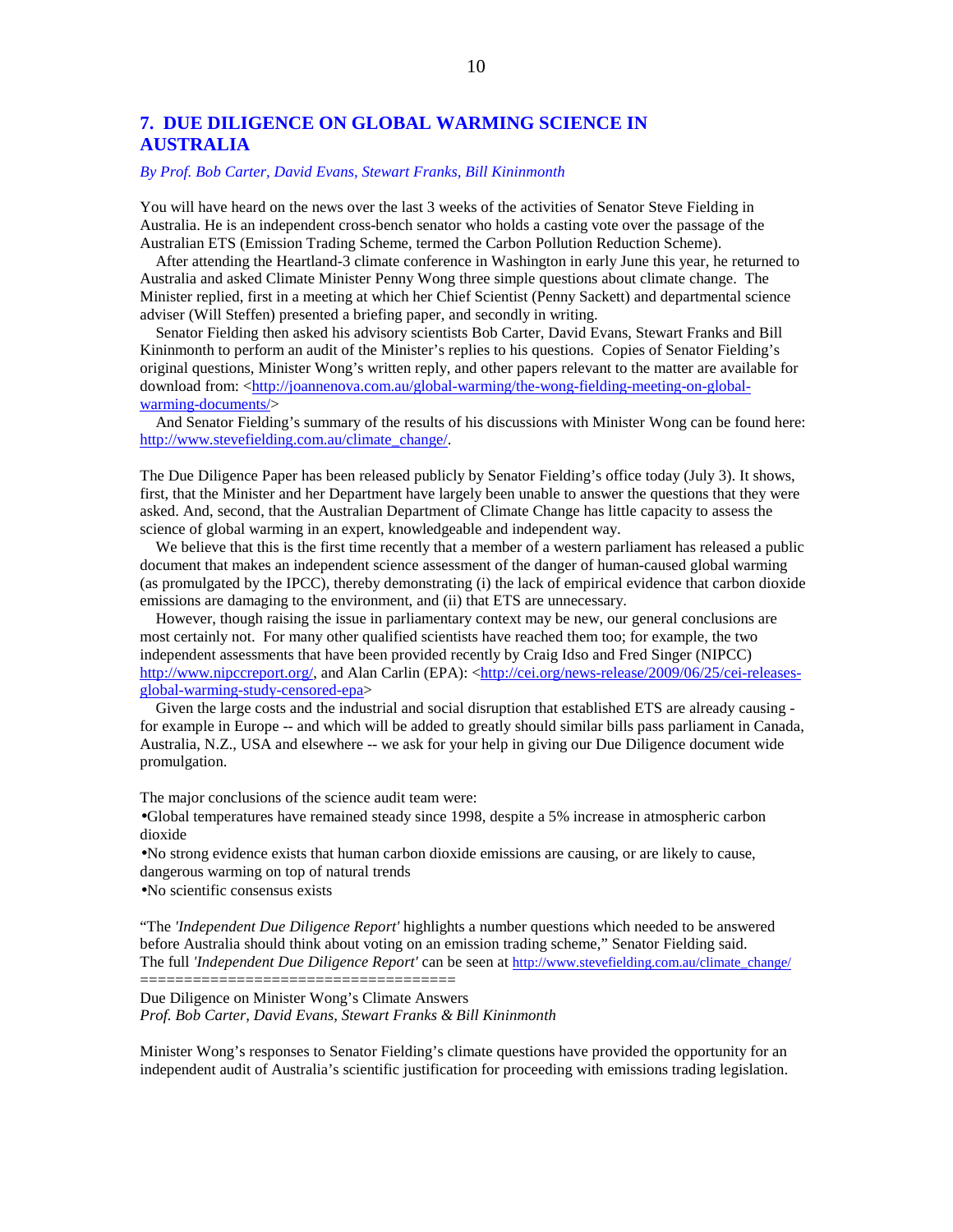## 7. DUE DILIGENCE ON GLOBAL WARMING SCIENCE IN AUSTRALIA

*By Prof. Bob Carter, David Evans, Stewart Franks, Bill Kininmonth*

You will have heard on the news over the last 3 weeks of the activities of Senator Steve Fielding in Australia. He is an independent cross-bench senator who holds a casting vote over the passage of the Australian ETS (Emission Trading Scheme, termed the Carbon Pollution Reduction Scheme).

After attending the Heartland-3 climate conference in Washington in early June this year, he returned to Australia and asked Climate Minister Penny Wong three simple questions about climate change. The Minister replied, first in a meeting at which her Chief Scientist (Penny Sackett) and departmental science adviser (Will Steffen) presented a briefing paper, and secondly in writing.

Senator Fielding then asked his advisory scientists Bob Carter, David Evans, Stewart Franks and Bill Kininmonth to perform an audit of the Minister's replies to his questions. Copies of Senator Fielding's original questions, Minister Wong's written reply, and other papers relevant to the matter are available for download from: <http://joannenova.com.au/global-warming/the-wong-fielding-meeting-on-global-warming-documents/>

And Senator Fielding's summary of the results of his discussions with Minister Wong can be found here: http://www.stevefielding.com.au/climate_change/.

The Due Diligence Paper has been released publicly by Senator Fielding's office today (July 3). It shows, first, that the Minister and her Department have largely been unable to answer the questions that they were asked. And, second, that the Australian Department of Climate Change has little capacity to assess the science of global warming in an expert, knowledgeable and independent way.

We believe that this is the first time recently that a member of a western parliament has released a public document that makes an independent science assessment of the danger of human-caused global warming (as promulgated by the IPCC), thereby demonstrating (i) the lack of empirical evidence that carbon dioxide emissions are damaging to the environment, and (ii) that ETS are unnecessary.

However, though raising the issue in parliamentary context may be new, our general conclusions are most certainly not. For many other qualified scientists have reached them too; for example, the two independent assessments that have been provided recently by Craig Idso and Fred Singer (NIPCC) http://www.nipccreport.org/, and Alan Carlin (EPA): <http://cei.org/news-release/2009/06/25/cei-releases-global-warming-study-censored-epa>

Given the large costs and the industrial and social disruption that established ETS are already causing - for example in Europe -- and which will be added to greatly should similar bills pass parliament in Canada, Australia, N.Z., USA and elsewhere -- we ask for your help in giving our Due Diligence document wide promulgation.

The major conclusions of the science audit team were:

- Global temperatures have remained steady since 1998, despite a 5% increase in atmospheric carbon dioxide
- No strong evidence exists that human carbon dioxide emissions are causing, or are likely to cause, dangerous warming on top of natural trends
- No scientific consensus exists

"The *'Independent Due Diligence Report'* highlights a number questions which needed to be answered before Australia should think about voting on an emission trading scheme," Senator Fielding said. The full *'Independent Due Diligence Report'* can be seen at http://www.stevefielding.com.au/climate_change/

===================================

Due Diligence on Minister Wong's Climate Answers

*Prof. Bob Carter, David Evans, Stewart Franks & Bill Kininmonth*

Minister Wong's responses to Senator Fielding's climate questions have provided the opportunity for an independent audit of Australia's scientific justification for proceeding with emissions trading legislation.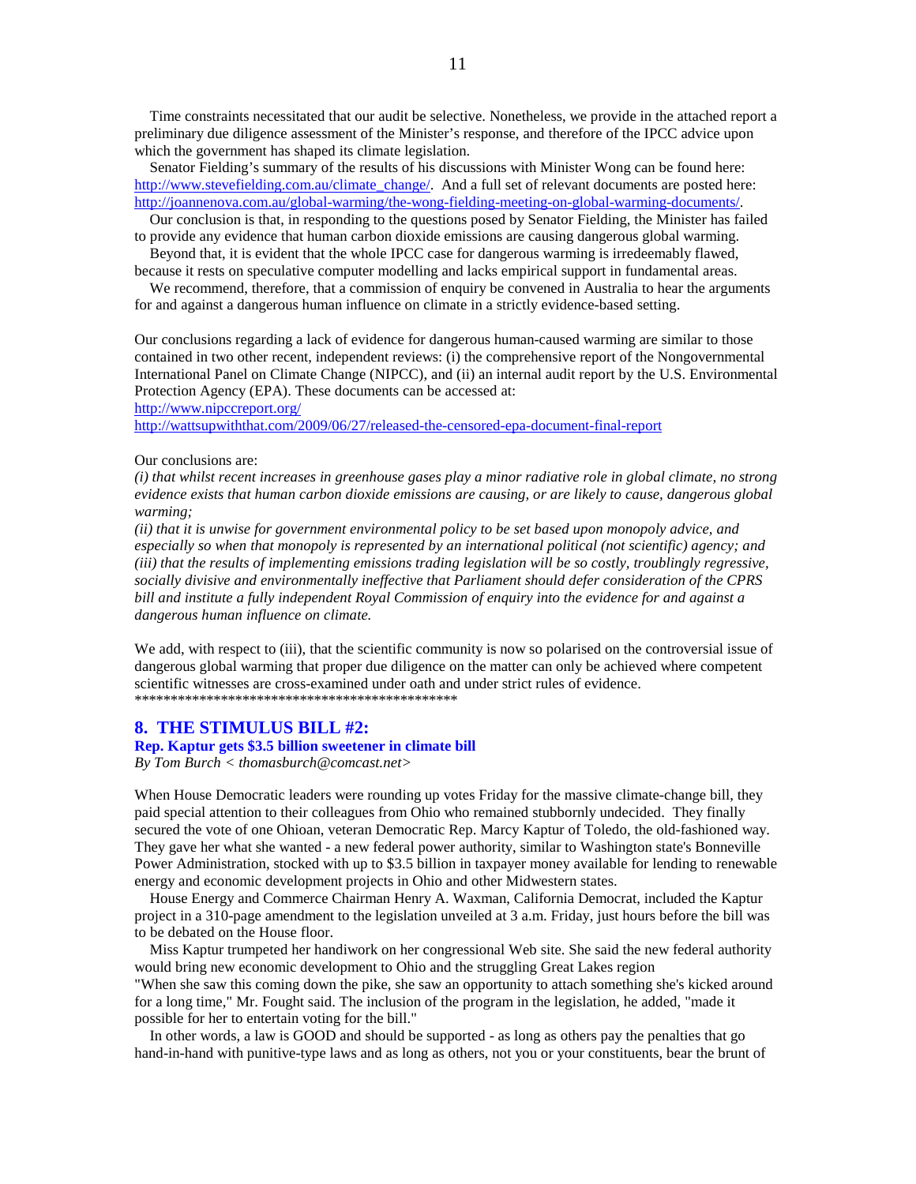Time constraints necessitated that our audit be selective. Nonetheless, we provide in the attached report a preliminary due diligence assessment of the Minister's response, and therefore of the IPCC advice upon which the government has shaped its climate legislation.

Senator Fielding's summary of the results of his discussions with Minister Wong can be found here: http://www.stevefielding.com.au/climate_change/. And a full set of relevant documents are posted here: http://joannenova.com.au/global-warming/the-wong-fielding-meeting-on-global-warming-documents/.

Our conclusion is that, in responding to the questions posed by Senator Fielding, the Minister has failed to provide any evidence that human carbon dioxide emissions are causing dangerous global warming.

Beyond that, it is evident that the whole IPCC case for dangerous warming is irredeemably flawed, because it rests on speculative computer modelling and lacks empirical support in fundamental areas.

We recommend, therefore, that a commission of enquiry be convened in Australia to hear the arguments for and against a dangerous human influence on climate in a strictly evidence-based setting.

Our conclusions regarding a lack of evidence for dangerous human-caused warming are similar to those contained in two other recent, independent reviews: (i) the comprehensive report of the Nongovernmental International Panel on Climate Change (NIPCC), and (ii) an internal audit report by the U.S. Environmental Protection Agency (EPA). These documents can be accessed at:
http://www.nipccreport.org/
http://wattsupwiththat.com/2009/06/27/released-the-censored-epa-document-final-report

Our conclusions are:
*(i) that whilst recent increases in greenhouse gases play a minor radiative role in global climate, no strong evidence exists that human carbon dioxide emissions are causing, or are likely to cause, dangerous global warming;*
*(ii) that it is unwise for government environmental policy to be set based upon monopoly advice, and especially so when that monopoly is represented by an international political (not scientific) agency; and*
*(iii) that the results of implementing emissions trading legislation will be so costly, troublingly regressive, socially divisive and environmentally ineffective that Parliament should defer consideration of the CPRS bill and institute a fully independent Royal Commission of enquiry into the evidence for and against a dangerous human influence on climate.*

We add, with respect to (iii), that the scientific community is now so polarised on the controversial issue of dangerous global warming that proper due diligence on the matter can only be achieved where competent scientific witnesses are cross-examined under oath and under strict rules of evidence.
**********************************************

## 8. THE STIMULUS BILL #2:

### Rep. Kaptur gets $3.5 billion sweetener in climate bill

*By Tom Burch < thomasburch@comcast.net>*

When House Democratic leaders were rounding up votes Friday for the massive climate-change bill, they paid special attention to their colleagues from Ohio who remained stubbornly undecided. They finally secured the vote of one Ohioan, veteran Democratic Rep. Marcy Kaptur of Toledo, the old-fashioned way. They gave her what she wanted - a new federal power authority, similar to Washington state's Bonneville Power Administration, stocked with up to $3.5 billion in taxpayer money available for lending to renewable energy and economic development projects in Ohio and other Midwestern states.

House Energy and Commerce Chairman Henry A. Waxman, California Democrat, included the Kaptur project in a 310-page amendment to the legislation unveiled at 3 a.m. Friday, just hours before the bill was to be debated on the House floor.

Miss Kaptur trumpeted her handiwork on her congressional Web site. She said the new federal authority would bring new economic development to Ohio and the struggling Great Lakes region
"When she saw this coming down the pike, she saw an opportunity to attach something she's kicked around for a long time," Mr. Fought said. The inclusion of the program in the legislation, he added, "made it possible for her to entertain voting for the bill."

In other words, a law is GOOD and should be supported - as long as others pay the penalties that go hand-in-hand with punitive-type laws and as long as others, not you or your constituents, bear the brunt of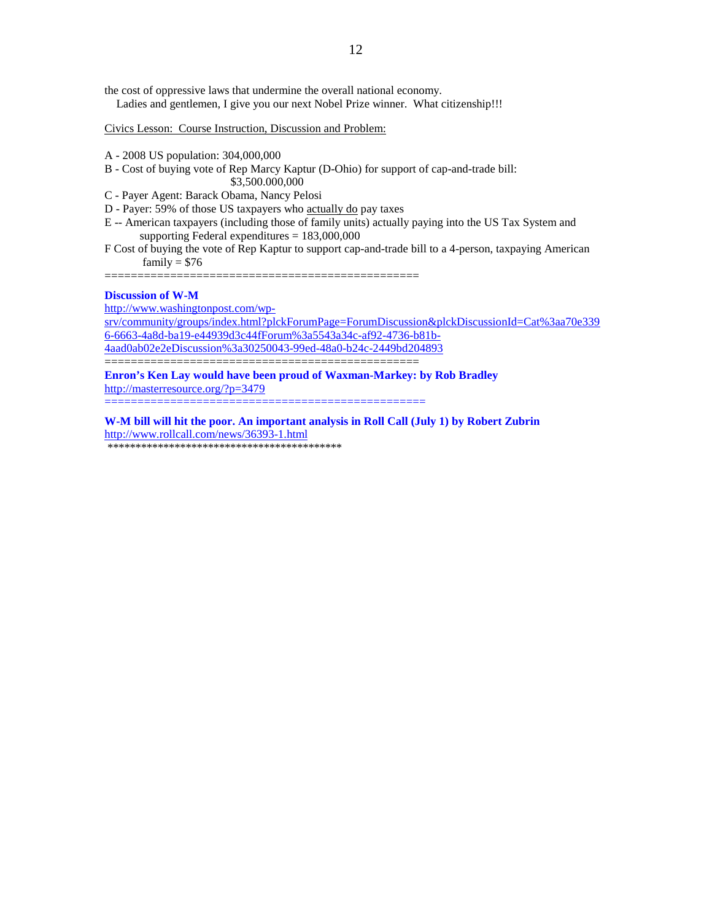the cost of oppressive laws that undermine the overall national economy.

Ladies and gentlemen, I give you our next Nobel Prize winner. What citizenship!!!

Civics Lesson: Course Instruction, Discussion and Problem:

A - 2008 US population: 304,000,000

B - Cost of buying vote of Rep Marcy Kaptur (D-Ohio) for support of cap-and-trade bill:
$3,500.000,000

C - Payer Agent: Barack Obama, Nancy Pelosi

D - Payer: 59% of those US taxpayers who actually do pay taxes

E -- American taxpayers (including those of family units) actually paying into the US Tax System and supporting Federal expenditures = 183,000,000

F Cost of buying the vote of Rep Kaptur to support cap-and-trade bill to a 4-person, taxpaying American family = $76

================================================

**Discussion of W-M**

http://www.washingtonpost.com/wp-srv/community/groups/index.html?plckForumPage=ForumDiscussion&plckDiscussionId=Cat%3aa70e3396-6663-4a8d-ba19-e44939d3c44fForum%3a5543a34c-af92-4736-b81b-4aad0ab02e2eDiscussion%3a30250043-99ed-48a0-b24c-2449bd204893

================================================

**Enron's Ken Lay would have been proud of Waxman-Markey: by Rob Bradley**

http://masterresource.org/?p=3479

=================================================

**W-M bill will hit the poor. An important analysis in Roll Call (July 1) by Robert Zubrin**

http://www.rollcall.com/news/36393-1.html

*******************************************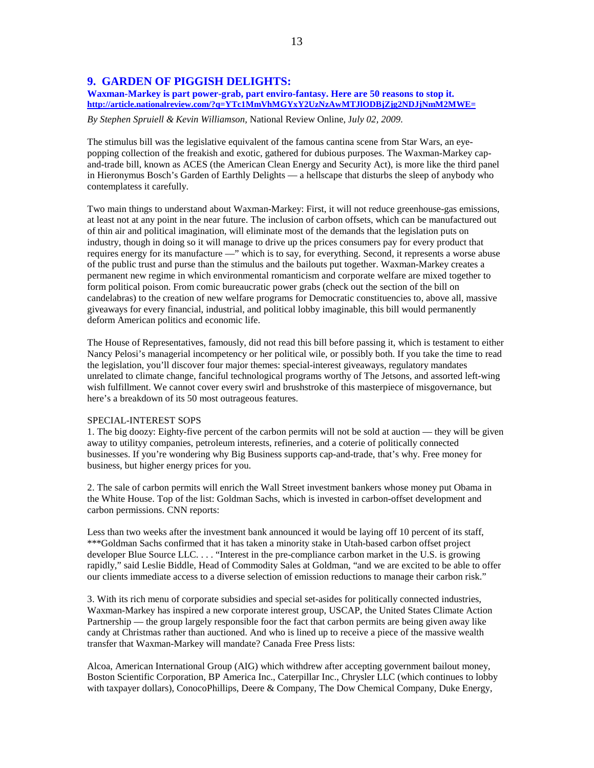## 9. GARDEN OF PIGGISH DELIGHTS:

**Waxman-Markey is part power-grab, part enviro-fantasy. Here are 50 reasons to stop it.**
**http://article.nationalreview.com/?q=YTc1MmVhMGYxY2UzNzAwMTJlODBjZjg2NDJjNmM2MWE=**

*By Stephen Spruiell & Kevin Williamson,* National Review Online, *July 02, 2009.*

The stimulus bill was the legislative equivalent of the famous cantina scene from Star Wars, an eye-popping collection of the freakish and exotic, gathered for dubious purposes. The Waxman-Markey cap-and-trade bill, known as ACES (the American Clean Energy and Security Act), is more like the third panel in Hieronymus Bosch's Garden of Earthly Delights — a hellscape that disturbs the sleep of anybody who contemplatess it carefully.

Two main things to understand about Waxman-Markey: First, it will not reduce greenhouse-gas emissions, at least not at any point in the near future. The inclusion of carbon offsets, which can be manufactured out of thin air and political imagination, will eliminate most of the demands that the legislation puts on industry, though in doing so it will manage to drive up the prices consumers pay for every product that requires energy for its manufacture —" which is to say, for everything. Second, it represents a worse abuse of the public trust and purse than the stimulus and the bailouts put together. Waxman-Markey creates a permanent new regime in which environmental romanticism and corporate welfare are mixed together to form political poison. From comic bureaucratic power grabs (check out the section of the bill on candelabras) to the creation of new welfare programs for Democratic constituencies to, above all, massive giveaways for every financial, industrial, and political lobby imaginable, this bill would permanently deform American politics and economic life.

The House of Representatives, famously, did not read this bill before passing it, which is testament to either Nancy Pelosi's managerial incompetency or her political wile, or possibly both. If you take the time to read the legislation, you'll discover four major themes: special-interest giveaways, regulatory mandates unrelated to climate change, fanciful technological programs worthy of The Jetsons, and assorted left-wing wish fulfillment. We cannot cover every swirl and brushstroke of this masterpiece of misgovernance, but here's a breakdown of its 50 most outrageous features.

SPECIAL-INTEREST SOPS

1. The big doozy: Eighty-five percent of the carbon permits will not be sold at auction — they will be given away to utilityy companies, petroleum interests, refineries, and a coterie of politically connected businesses. If you're wondering why Big Business supports cap-and-trade, that's why. Free money for business, but higher energy prices for you.

2. The sale of carbon permits will enrich the Wall Street investment bankers whose money put Obama in the White House. Top of the list: Goldman Sachs, which is invested in carbon-offset development and carbon permissions. CNN reports:

Less than two weeks after the investment bank announced it would be laying off 10 percent of its staff, ***Goldman Sachs confirmed that it has taken a minority stake in Utah-based carbon offset project developer Blue Source LLC. . . . "Interest in the pre-compliance carbon market in the U.S. is growing rapidly," said Leslie Biddle, Head of Commodity Sales at Goldman, "and we are excited to be able to offer our clients immediate access to a diverse selection of emission reductions to manage their carbon risk."

3. With its rich menu of corporate subsidies and special set-asides for politically connected industries, Waxman-Markey has inspired a new corporate interest group, USCAP, the United States Climate Action Partnership — the group largely responsible foor the fact that carbon permits are being given away like candy at Christmas rather than auctioned. And who is lined up to receive a piece of the massive wealth transfer that Waxman-Markey will mandate? Canada Free Press lists:

Alcoa, American International Group (AIG) which withdrew after accepting government bailout money, Boston Scientific Corporation, BP America Inc., Caterpillar Inc., Chrysler LLC (which continues to lobby with taxpayer dollars), ConocoPhillips, Deere & Company, The Dow Chemical Company, Duke Energy,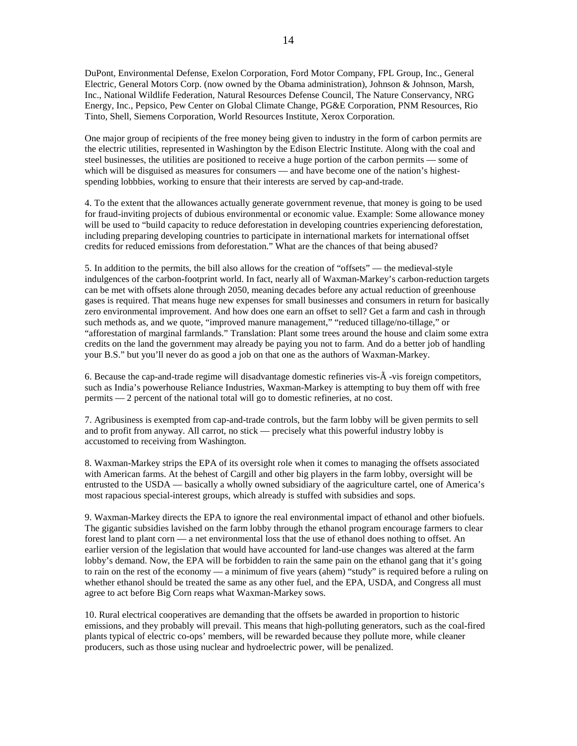DuPont, Environmental Defense, Exelon Corporation, Ford Motor Company, FPL Group, Inc., General Electric, General Motors Corp. (now owned by the Obama administration), Johnson & Johnson, Marsh, Inc., National Wildlife Federation, Natural Resources Defense Council, The Nature Conservancy, NRG Energy, Inc., Pepsico, Pew Center on Global Climate Change, PG&E Corporation, PNM Resources, Rio Tinto, Shell, Siemens Corporation, World Resources Institute, Xerox Corporation.

One major group of recipients of the free money being given to industry in the form of carbon permits are the electric utilities, represented in Washington by the Edison Electric Institute. Along with the coal and steel businesses, the utilities are positioned to receive a huge portion of the carbon permits — some of which will be disguised as measures for consumers — and have become one of the nation's highest-spending lobbbies, working to ensure that their interests are served by cap-and-trade.

4. To the extent that the allowances actually generate government revenue, that money is going to be used for fraud-inviting projects of dubious environmental or economic value. Example: Some allowance money will be used to "build capacity to reduce deforestation in developing countries experiencing deforestation, including preparing developing countries to participate in international markets for international offset credits for reduced emissions from deforestation." What are the chances of that being abused?

5. In addition to the permits, the bill also allows for the creation of "offsets" — the medieval-style indulgences of the carbon-footprint world. In fact, nearly all of Waxman-Markey's carbon-reduction targets can be met with offsets alone through 2050, meaning decades before any actual reduction of greenhouse gases is required. That means huge new expenses for small businesses and consumers in return for basically zero environmental improvement. And how does one earn an offset to sell? Get a farm and cash in through such methods as, and we quote, "improved manure management," "reduced tillage/no-tillage," or "afforestation of marginal farmlands." Translation: Plant some trees around the house and claim some extra credits on the land the government may already be paying you not to farm. And do a better job of handling your B.S." but you'll never do as good a job on that one as the authors of Waxman-Markey.

6. Because the cap-and-trade regime will disadvantage domestic refineries vis-Ã -vis foreign competitors, such as India's powerhouse Reliance Industries, Waxman-Markey is attempting to buy them off with free permits — 2 percent of the national total will go to domestic refineries, at no cost.

7. Agribusiness is exempted from cap-and-trade controls, but the farm lobby will be given permits to sell and to profit from anyway. All carrot, no stick — precisely what this powerful industry lobby is accustomed to receiving from Washington.

8. Waxman-Markey strips the EPA of its oversight role when it comes to managing the offsets associated with American farms. At the behest of Cargill and other big players in the farm lobby, oversight will be entrusted to the USDA — basically a wholly owned subsidiary of the aagriculture cartel, one of America's most rapacious special-interest groups, which already is stuffed with subsidies and sops.

9. Waxman-Markey directs the EPA to ignore the real environmental impact of ethanol and other biofuels. The gigantic subsidies lavished on the farm lobby through the ethanol program encourage farmers to clear forest land to plant corn — a net environmental loss that the use of ethanol does nothing to offset. An earlier version of the legislation that would have accounted for land-use changes was altered at the farm lobby's demand. Now, the EPA will be forbidden to rain the same pain on the ethanol gang that it's going to rain on the rest of the economy — a minimum of five years (ahem) "study" is required before a ruling on whether ethanol should be treated the same as any other fuel, and the EPA, USDA, and Congress all must agree to act before Big Corn reaps what Waxman-Markey sows.

10. Rural electrical cooperatives are demanding that the offsets be awarded in proportion to historic emissions, and they probably will prevail. This means that high-polluting generators, such as the coal-fired plants typical of electric co-ops' members, will be rewarded because they pollute more, while cleaner producers, such as those using nuclear and hydroelectric power, will be penalized.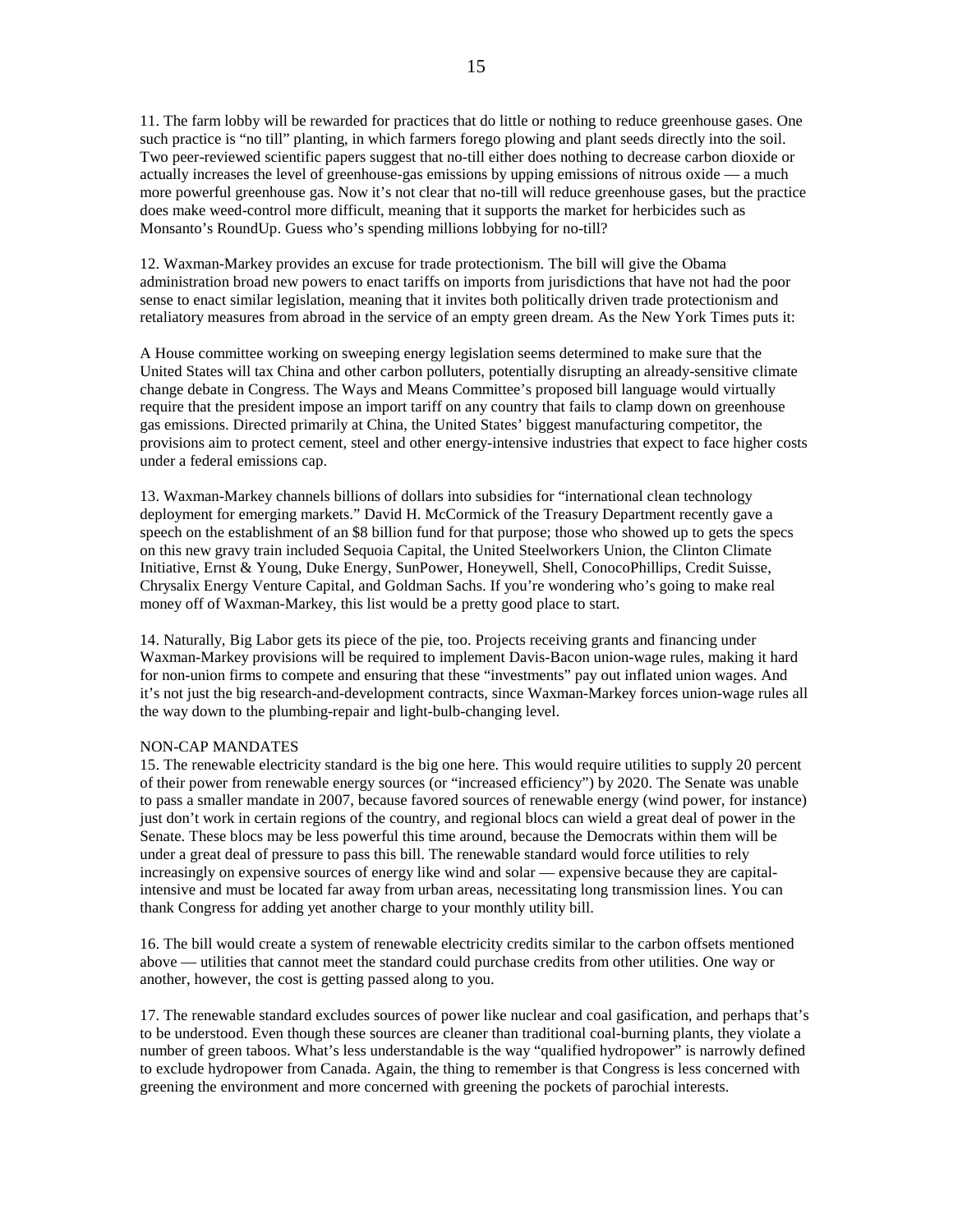11. The farm lobby will be rewarded for practices that do little or nothing to reduce greenhouse gases. One such practice is "no till" planting, in which farmers forego plowing and plant seeds directly into the soil. Two peer-reviewed scientific papers suggest that no-till either does nothing to decrease carbon dioxide or actually increases the level of greenhouse-gas emissions by upping emissions of nitrous oxide — a much more powerful greenhouse gas. Now it's not clear that no-till will reduce greenhouse gases, but the practice does make weed-control more difficult, meaning that it supports the market for herbicides such as Monsanto's RoundUp. Guess who's spending millions lobbying for no-till?

12. Waxman-Markey provides an excuse for trade protectionism. The bill will give the Obama administration broad new powers to enact tariffs on imports from jurisdictions that have not had the poor sense to enact similar legislation, meaning that it invites both politically driven trade protectionism and retaliatory measures from abroad in the service of an empty green dream. As the New York Times puts it:

A House committee working on sweeping energy legislation seems determined to make sure that the United States will tax China and other carbon polluters, potentially disrupting an already-sensitive climate change debate in Congress. The Ways and Means Committee's proposed bill language would virtually require that the president impose an import tariff on any country that fails to clamp down on greenhouse gas emissions. Directed primarily at China, the United States' biggest manufacturing competitor, the provisions aim to protect cement, steel and other energy-intensive industries that expect to face higher costs under a federal emissions cap.

13. Waxman-Markey channels billions of dollars into subsidies for "international clean technology deployment for emerging markets." David H. McCormick of the Treasury Department recently gave a speech on the establishment of an $8 billion fund for that purpose; those who showed up to gets the specs on this new gravy train included Sequoia Capital, the United Steelworkers Union, the Clinton Climate Initiative, Ernst & Young, Duke Energy, SunPower, Honeywell, Shell, ConocoPhillips, Credit Suisse, Chrysalix Energy Venture Capital, and Goldman Sachs. If you're wondering who's going to make real money off of Waxman-Markey, this list would be a pretty good place to start.

14. Naturally, Big Labor gets its piece of the pie, too. Projects receiving grants and financing under Waxman-Markey provisions will be required to implement Davis-Bacon union-wage rules, making it hard for non-union firms to compete and ensuring that these "investments" pay out inflated union wages. And it's not just the big research-and-development contracts, since Waxman-Markey forces union-wage rules all the way down to the plumbing-repair and light-bulb-changing level.

NON-CAP MANDATES

15. The renewable electricity standard is the big one here. This would require utilities to supply 20 percent of their power from renewable energy sources (or "increased efficiency") by 2020. The Senate was unable to pass a smaller mandate in 2007, because favored sources of renewable energy (wind power, for instance) just don't work in certain regions of the country, and regional blocs can wield a great deal of power in the Senate. These blocs may be less powerful this time around, because the Democrats within them will be under a great deal of pressure to pass this bill. The renewable standard would force utilities to rely increasingly on expensive sources of energy like wind and solar — expensive because they are capital-intensive and must be located far away from urban areas, necessitating long transmission lines. You can thank Congress for adding yet another charge to your monthly utility bill.

16. The bill would create a system of renewable electricity credits similar to the carbon offsets mentioned above — utilities that cannot meet the standard could purchase credits from other utilities. One way or another, however, the cost is getting passed along to you.

17. The renewable standard excludes sources of power like nuclear and coal gasification, and perhaps that's to be understood. Even though these sources are cleaner than traditional coal-burning plants, they violate a number of green taboos. What's less understandable is the way "qualified hydropower" is narrowly defined to exclude hydropower from Canada. Again, the thing to remember is that Congress is less concerned with greening the environment and more concerned with greening the pockets of parochial interests.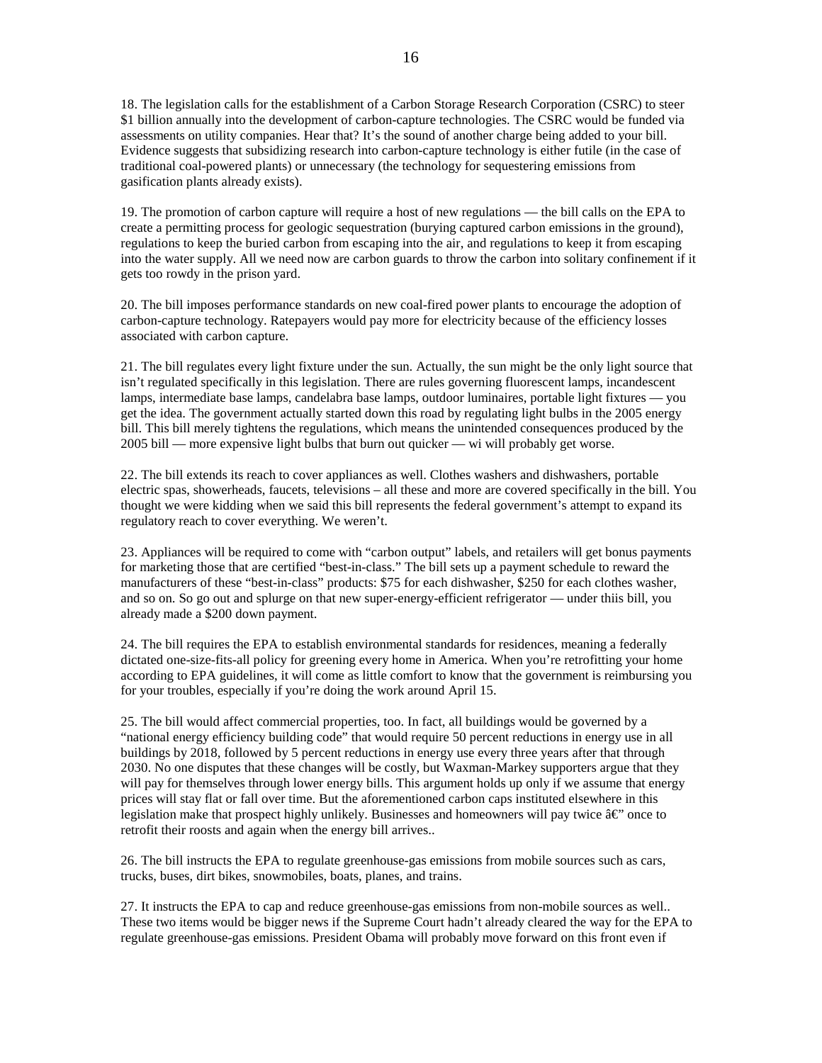18. The legislation calls for the establishment of a Carbon Storage Research Corporation (CSRC) to steer $1 billion annually into the development of carbon-capture technologies. The CSRC would be funded via assessments on utility companies. Hear that? It's the sound of another charge being added to your bill. Evidence suggests that subsidizing research into carbon-capture technology is either futile (in the case of traditional coal-powered plants) or unnecessary (the technology for sequestering emissions from gasification plants already exists).

19. The promotion of carbon capture will require a host of new regulations — the bill calls on the EPA to create a permitting process for geologic sequestration (burying captured carbon emissions in the ground), regulations to keep the buried carbon from escaping into the air, and regulations to keep it from escaping into the water supply. All we need now are carbon guards to throw the carbon into solitary confinement if it gets too rowdy in the prison yard.

20. The bill imposes performance standards on new coal-fired power plants to encourage the adoption of carbon-capture technology. Ratepayers would pay more for electricity because of the efficiency losses associated with carbon capture.

21. The bill regulates every light fixture under the sun. Actually, the sun might be the only light source that isn't regulated specifically in this legislation. There are rules governing fluorescent lamps, incandescent lamps, intermediate base lamps, candelabra base lamps, outdoor luminaires, portable light fixtures — you get the idea. The government actually started down this road by regulating light bulbs in the 2005 energy bill. This bill merely tightens the regulations, which means the unintended consequences produced by the 2005 bill — more expensive light bulbs that burn out quicker — wi will probably get worse.

22. The bill extends its reach to cover appliances as well. Clothes washers and dishwashers, portable electric spas, showerheads, faucets, televisions – all these and more are covered specifically in the bill. You thought we were kidding when we said this bill represents the federal government's attempt to expand its regulatory reach to cover everything. We weren't.

23. Appliances will be required to come with "carbon output" labels, and retailers will get bonus payments for marketing those that are certified "best-in-class." The bill sets up a payment schedule to reward the manufacturers of these "best-in-class" products: $75 for each dishwasher, $250 for each clothes washer, and so on. So go out and splurge on that new super-energy-efficient refrigerator — under thiis bill, you already made a $200 down payment.

24. The bill requires the EPA to establish environmental standards for residences, meaning a federally dictated one-size-fits-all policy for greening every home in America. When you're retrofitting your home according to EPA guidelines, it will come as little comfort to know that the government is reimbursing you for your troubles, especially if you're doing the work around April 15.

25. The bill would affect commercial properties, too. In fact, all buildings would be governed by a "national energy efficiency building code" that would require 50 percent reductions in energy use in all buildings by 2018, followed by 5 percent reductions in energy use every three years after that through 2030. No one disputes that these changes will be costly, but Waxman-Markey supporters argue that they will pay for themselves through lower energy bills. This argument holds up only if we assume that energy prices will stay flat or fall over time. But the aforementioned carbon caps instituted elsewhere in this legislation make that prospect highly unlikely. Businesses and homeowners will pay twice â€" once to retrofit their roosts and again when the energy bill arrives..

26. The bill instructs the EPA to regulate greenhouse-gas emissions from mobile sources such as cars, trucks, buses, dirt bikes, snowmobiles, boats, planes, and trains.

27. It instructs the EPA to cap and reduce greenhouse-gas emissions from non-mobile sources as well.. These two items would be bigger news if the Supreme Court hadn't already cleared the way for the EPA to regulate greenhouse-gas emissions. President Obama will probably move forward on this front even if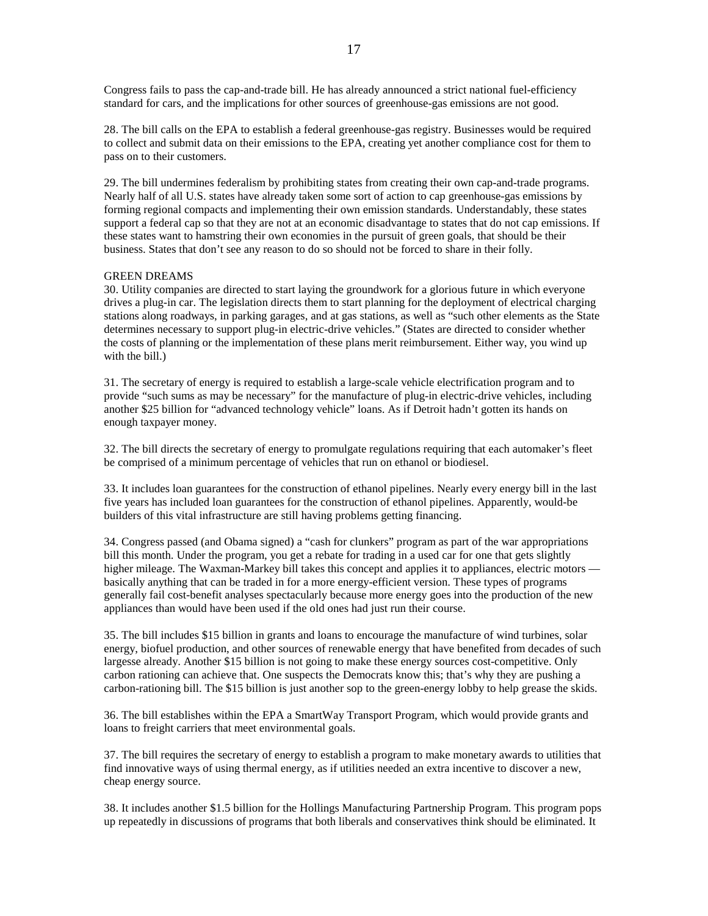Congress fails to pass the cap-and-trade bill. He has already announced a strict national fuel-efficiency standard for cars, and the implications for other sources of greenhouse-gas emissions are not good.

28. The bill calls on the EPA to establish a federal greenhouse-gas registry. Businesses would be required to collect and submit data on their emissions to the EPA, creating yet another compliance cost for them to pass on to their customers.

29. The bill undermines federalism by prohibiting states from creating their own cap-and-trade programs. Nearly half of all U.S. states have already taken some sort of action to cap greenhouse-gas emissions by forming regional compacts and implementing their own emission standards. Understandably, these states support a federal cap so that they are not at an economic disadvantage to states that do not cap emissions. If these states want to hamstring their own economies in the pursuit of green goals, that should be their business. States that don't see any reason to do so should not be forced to share in their folly.

## GREEN DREAMS

30. Utility companies are directed to start laying the groundwork for a glorious future in which everyone drives a plug-in car. The legislation directs them to start planning for the deployment of electrical charging stations along roadways, in parking garages, and at gas stations, as well as "such other elements as the State determines necessary to support plug-in electric-drive vehicles." (States are directed to consider whether the costs of planning or the implementation of these plans merit reimbursement. Either way, you wind up with the bill.)

31. The secretary of energy is required to establish a large-scale vehicle electrification program and to provide "such sums as may be necessary" for the manufacture of plug-in electric-drive vehicles, including another $25 billion for "advanced technology vehicle" loans. As if Detroit hadn't gotten its hands on enough taxpayer money.

32. The bill directs the secretary of energy to promulgate regulations requiring that each automaker's fleet be comprised of a minimum percentage of vehicles that run on ethanol or biodiesel.

33. It includes loan guarantees for the construction of ethanol pipelines. Nearly every energy bill in the last five years has included loan guarantees for the construction of ethanol pipelines. Apparently, would-be builders of this vital infrastructure are still having problems getting financing.

34. Congress passed (and Obama signed) a "cash for clunkers" program as part of the war appropriations bill this month. Under the program, you get a rebate for trading in a used car for one that gets slightly higher mileage. The Waxman-Markey bill takes this concept and applies it to appliances, electric motors — basically anything that can be traded in for a more energy-efficient version. These types of programs generally fail cost-benefit analyses spectacularly because more energy goes into the production of the new appliances than would have been used if the old ones had just run their course.

35. The bill includes $15 billion in grants and loans to encourage the manufacture of wind turbines, solar energy, biofuel production, and other sources of renewable energy that have benefited from decades of such largesse already. Another $15 billion is not going to make these energy sources cost-competitive. Only carbon rationing can achieve that. One suspects the Democrats know this; that's why they are pushing a carbon-rationing bill. The $15 billion is just another sop to the green-energy lobby to help grease the skids.

36. The bill establishes within the EPA a SmartWay Transport Program, which would provide grants and loans to freight carriers that meet environmental goals.

37. The bill requires the secretary of energy to establish a program to make monetary awards to utilities that find innovative ways of using thermal energy, as if utilities needed an extra incentive to discover a new, cheap energy source.

38. It includes another $1.5 billion for the Hollings Manufacturing Partnership Program. This program pops up repeatedly in discussions of programs that both liberals and conservatives think should be eliminated. It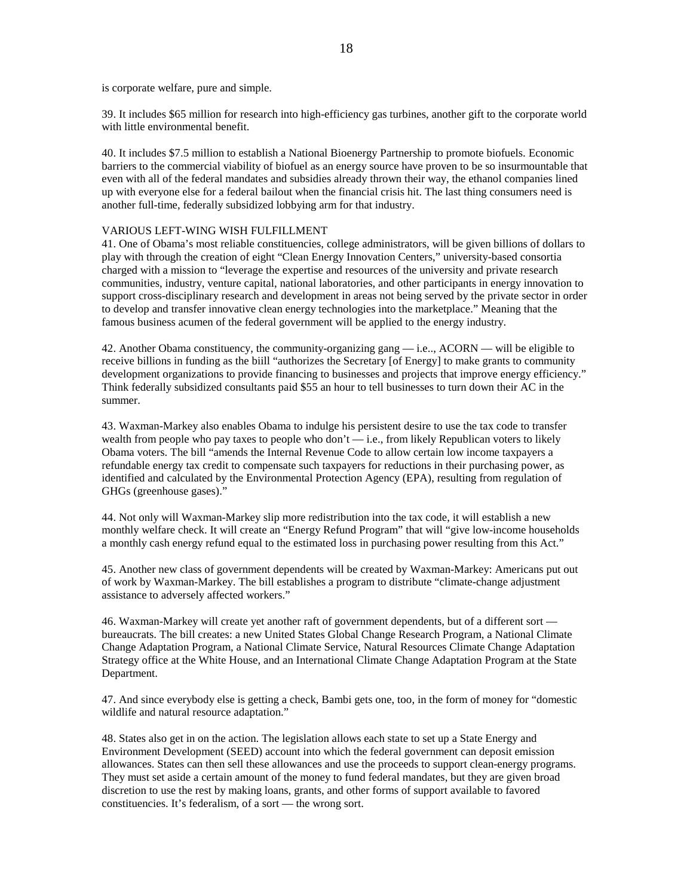is corporate welfare, pure and simple.

39. It includes $65 million for research into high-efficiency gas turbines, another gift to the corporate world with little environmental benefit.

40. It includes $7.5 million to establish a National Bioenergy Partnership to promote biofuels. Economic barriers to the commercial viability of biofuel as an energy source have proven to be so insurmountable that even with all of the federal mandates and subsidies already thrown their way, the ethanol companies lined up with everyone else for a federal bailout when the financial crisis hit. The last thing consumers need is another full-time, federally subsidized lobbying arm for that industry.

VARIOUS LEFT-WING WISH FULFILLMENT

41. One of Obama's most reliable constituencies, college administrators, will be given billions of dollars to play with through the creation of eight "Clean Energy Innovation Centers," university-based consortia charged with a mission to "leverage the expertise and resources of the university and private research communities, industry, venture capital, national laboratories, and other participants in energy innovation to support cross-disciplinary research and development in areas not being served by the private sector in order to develop and transfer innovative clean energy technologies into the marketplace." Meaning that the famous business acumen of the federal government will be applied to the energy industry.

42. Another Obama constituency, the community-organizing gang — i.e.., ACORN — will be eligible to receive billions in funding as the biill "authorizes the Secretary [of Energy] to make grants to community development organizations to provide financing to businesses and projects that improve energy efficiency." Think federally subsidized consultants paid $55 an hour to tell businesses to turn down their AC in the summer.

43. Waxman-Markey also enables Obama to indulge his persistent desire to use the tax code to transfer wealth from people who pay taxes to people who don't — i.e., from likely Republican voters to likely Obama voters. The bill "amends the Internal Revenue Code to allow certain low income taxpayers a refundable energy tax credit to compensate such taxpayers for reductions in their purchasing power, as identified and calculated by the Environmental Protection Agency (EPA), resulting from regulation of GHGs (greenhouse gases)."

44. Not only will Waxman-Markey slip more redistribution into the tax code, it will establish a new monthly welfare check. It will create an "Energy Refund Program" that will "give low-income households a monthly cash energy refund equal to the estimated loss in purchasing power resulting from this Act."

45. Another new class of government dependents will be created by Waxman-Markey: Americans put out of work by Waxman-Markey. The bill establishes a program to distribute "climate-change adjustment assistance to adversely affected workers."

46. Waxman-Markey will create yet another raft of government dependents, but of a different sort — bureaucrats. The bill creates: a new United States Global Change Research Program, a National Climate Change Adaptation Program, a National Climate Service, Natural Resources Climate Change Adaptation Strategy office at the White House, and an International Climate Change Adaptation Program at the State Department.

47. And since everybody else is getting a check, Bambi gets one, too, in the form of money for "domestic wildlife and natural resource adaptation."

48. States also get in on the action. The legislation allows each state to set up a State Energy and Environment Development (SEED) account into which the federal government can deposit emission allowances. States can then sell these allowances and use the proceeds to support clean-energy programs. They must set aside a certain amount of the money to fund federal mandates, but they are given broad discretion to use the rest by making loans, grants, and other forms of support available to favored constituencies. It's federalism, of a sort — the wrong sort.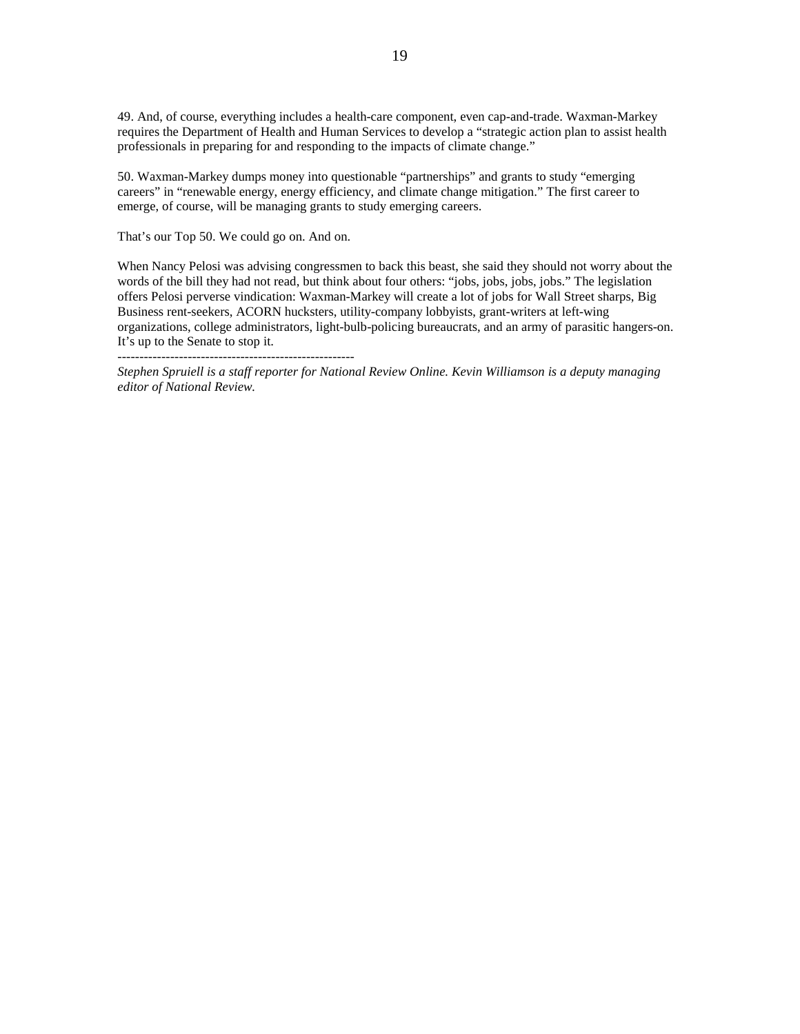49. And, of course, everything includes a health-care component, even cap-and-trade. Waxman-Markey requires the Department of Health and Human Services to develop a "strategic action plan to assist health professionals in preparing for and responding to the impacts of climate change."

50. Waxman-Markey dumps money into questionable "partnerships" and grants to study "emerging careers" in "renewable energy, energy efficiency, and climate change mitigation." The first career to emerge, of course, will be managing grants to study emerging careers.

That's our Top 50. We could go on. And on.

When Nancy Pelosi was advising congressmen to back this beast, she said they should not worry about the words of the bill they had not read, but think about four others: "jobs, jobs, jobs, jobs." The legislation offers Pelosi perverse vindication: Waxman-Markey will create a lot of jobs for Wall Street sharps, Big Business rent-seekers, ACORN hucksters, utility-company lobbyists, grant-writers at left-wing organizations, college administrators, light-bulb-policing bureaucrats, and an army of parasitic hangers-on. It's up to the Senate to stop it.

------------------------------------------------------

*Stephen Spruiell is a staff reporter for National Review Online. Kevin Williamson is a deputy managing editor of National Review.*